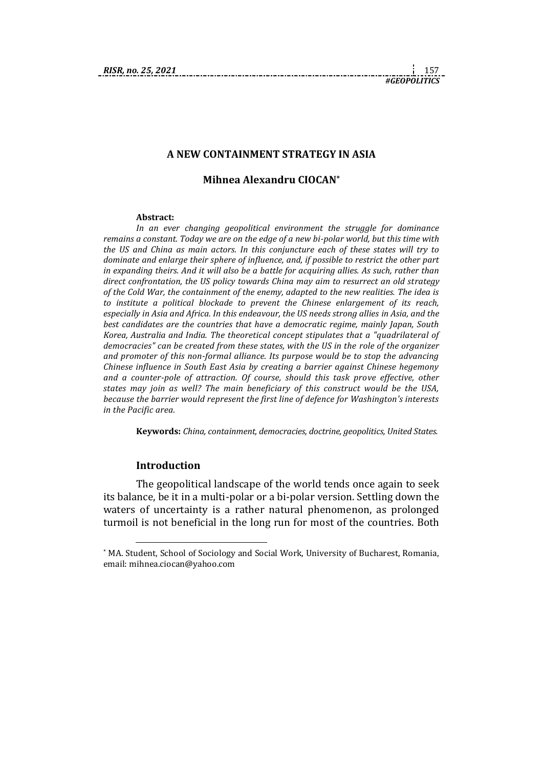# A NEW CONTAINMENT STRATEGY IN ASIA

**Mihnea Alexandru CIOCAN**[*]

**Abstract:**

*In an ever changing geopolitical environment the struggle for dominance remains a constant. Today we are on the edge of a new bi-polar world, but this time with the US and China as main actors. In this conjuncture each of these states will try to dominate and enlarge their sphere of influence, and, if possible to restrict the other part in expanding theirs. And it will also be a battle for acquiring allies. As such, rather than direct confrontation, the US policy towards China may aim to resurrect an old strategy of the Cold War, the containment of the enemy, adapted to the new realities. The idea is to institute a political blockade to prevent the Chinese enlargement of its reach, especially in Asia and Africa. In this endeavour, the US needs strong allies in Asia, and the best candidates are the countries that have a democratic regime, mainly Japan, South Korea, Australia and India. The theoretical concept stipulates that a "quadrilateral of democracies" can be created from these states, with the US in the role of the organizer and promoter of this non-formal alliance. Its purpose would be to stop the advancing Chinese influence in South East Asia by creating a barrier against Chinese hegemony and a counter-pole of attraction. Of course, should this task prove effective, other states may join as well? The main beneficiary of this construct would be the USA, because the barrier would represent the first line of defence for Washington's interests in the Pacific area.*

**Keywords:** *China, containment, democracies, doctrine, geopolitics, United States.*

## Introduction

The geopolitical landscape of the world tends once again to seek its balance, be it in a multi-polar or a bi-polar version. Settling down the waters of uncertainty is a rather natural phenomenon, as prolonged turmoil is not beneficial in the long run for most of the countries. Both

---

[*] MA. Student, School of Sociology and Social Work, University of Bucharest, Romania, email: mihnea.ciocan@yahoo.com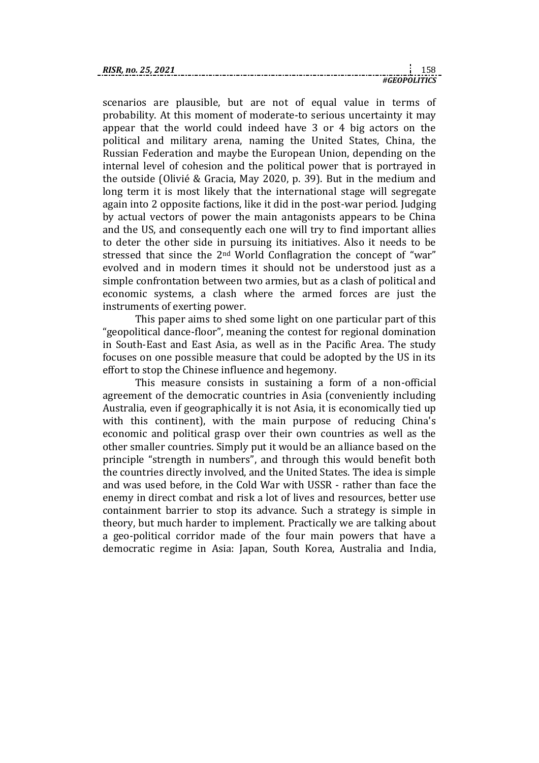scenarios are plausible, but are not of equal value in terms of probability. At this moment of moderate-to serious uncertainty it may appear that the world could indeed have 3 or 4 big actors on the political and military arena, naming the United States, China, the Russian Federation and maybe the European Union, depending on the internal level of cohesion and the political power that is portrayed in the outside (Olivié & Gracia, May 2020, p. 39). But in the medium and long term it is most likely that the international stage will segregate again into 2 opposite factions, like it did in the post-war period. Judging by actual vectors of power the main antagonists appears to be China and the US, and consequently each one will try to find important allies to deter the other side in pursuing its initiatives. Also it needs to be stressed that since the 2nd World Conflagration the concept of "war" evolved and in modern times it should not be understood just as a simple confrontation between two armies, but as a clash of political and economic systems, a clash where the armed forces are just the instruments of exerting power.

This paper aims to shed some light on one particular part of this "geopolitical dance-floor", meaning the contest for regional domination in South-East and East Asia, as well as in the Pacific Area. The study focuses on one possible measure that could be adopted by the US in its effort to stop the Chinese influence and hegemony.

This measure consists in sustaining a form of a non-official agreement of the democratic countries in Asia (conveniently including Australia, even if geographically it is not Asia, it is economically tied up with this continent), with the main purpose of reducing China's economic and political grasp over their own countries as well as the other smaller countries. Simply put it would be an alliance based on the principle "strength in numbers", and through this would benefit both the countries directly involved, and the United States. The idea is simple and was used before, in the Cold War with USSR - rather than face the enemy in direct combat and risk a lot of lives and resources, better use containment barrier to stop its advance. Such a strategy is simple in theory, but much harder to implement. Practically we are talking about a geo-political corridor made of the four main powers that have a democratic regime in Asia: Japan, South Korea, Australia and India,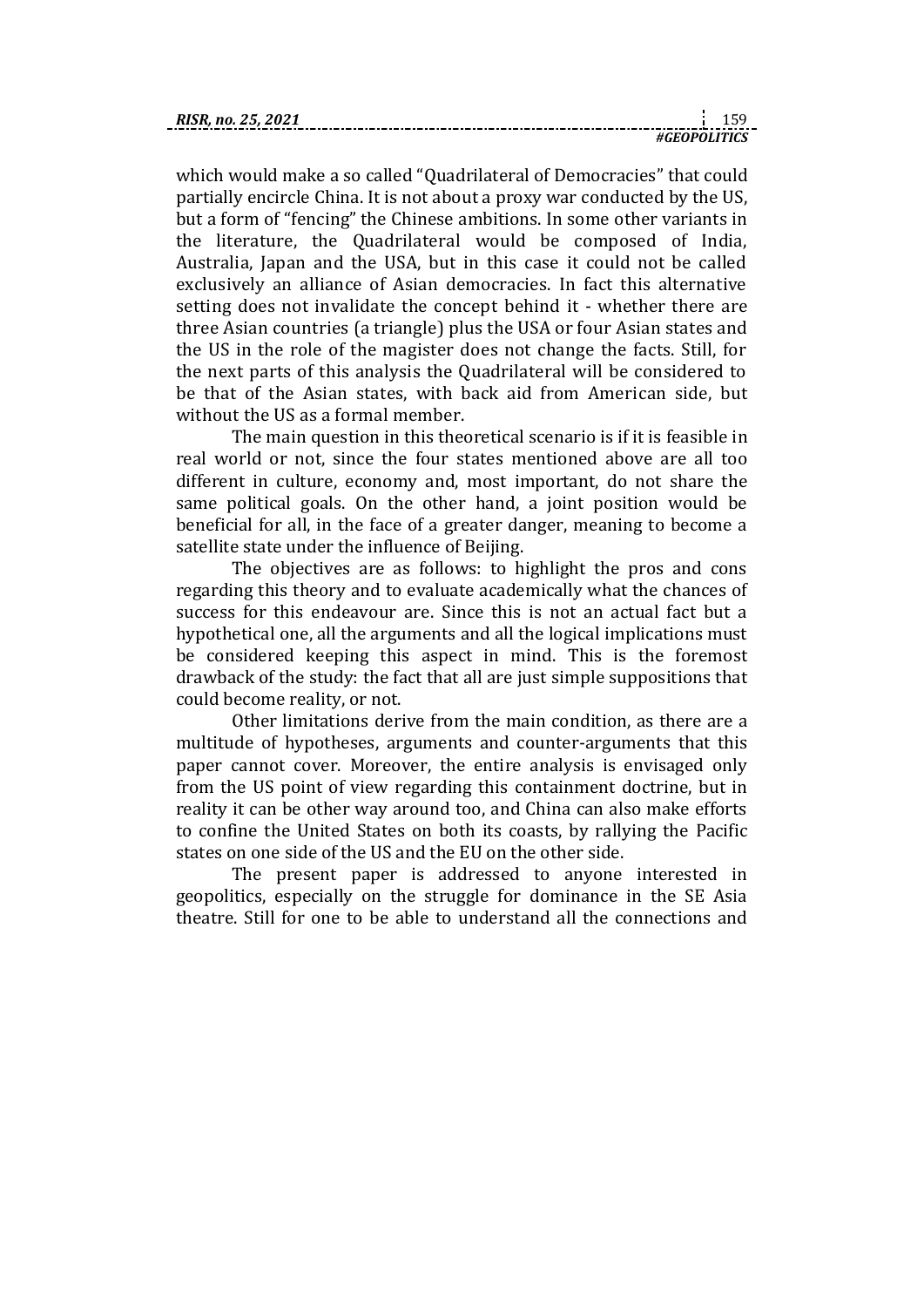which would make a so called "Quadrilateral of Democracies" that could partially encircle China. It is not about a proxy war conducted by the US, but a form of "fencing" the Chinese ambitions. In some other variants in the literature, the Quadrilateral would be composed of India, Australia, Japan and the USA, but in this case it could not be called exclusively an alliance of Asian democracies. In fact this alternative setting does not invalidate the concept behind it - whether there are three Asian countries (a triangle) plus the USA or four Asian states and the US in the role of the magister does not change the facts. Still, for the next parts of this analysis the Quadrilateral will be considered to be that of the Asian states, with back aid from American side, but without the US as a formal member.

The main question in this theoretical scenario is if it is feasible in real world or not, since the four states mentioned above are all too different in culture, economy and, most important, do not share the same political goals. On the other hand, a joint position would be beneficial for all, in the face of a greater danger, meaning to become a satellite state under the influence of Beijing.

The objectives are as follows: to highlight the pros and cons regarding this theory and to evaluate academically what the chances of success for this endeavour are. Since this is not an actual fact but a hypothetical one, all the arguments and all the logical implications must be considered keeping this aspect in mind. This is the foremost drawback of the study: the fact that all are just simple suppositions that could become reality, or not.

Other limitations derive from the main condition, as there are a multitude of hypotheses, arguments and counter-arguments that this paper cannot cover. Moreover, the entire analysis is envisaged only from the US point of view regarding this containment doctrine, but in reality it can be other way around too, and China can also make efforts to confine the United States on both its coasts, by rallying the Pacific states on one side of the US and the EU on the other side.

The present paper is addressed to anyone interested in geopolitics, especially on the struggle for dominance in the SE Asia theatre. Still for one to be able to understand all the connections and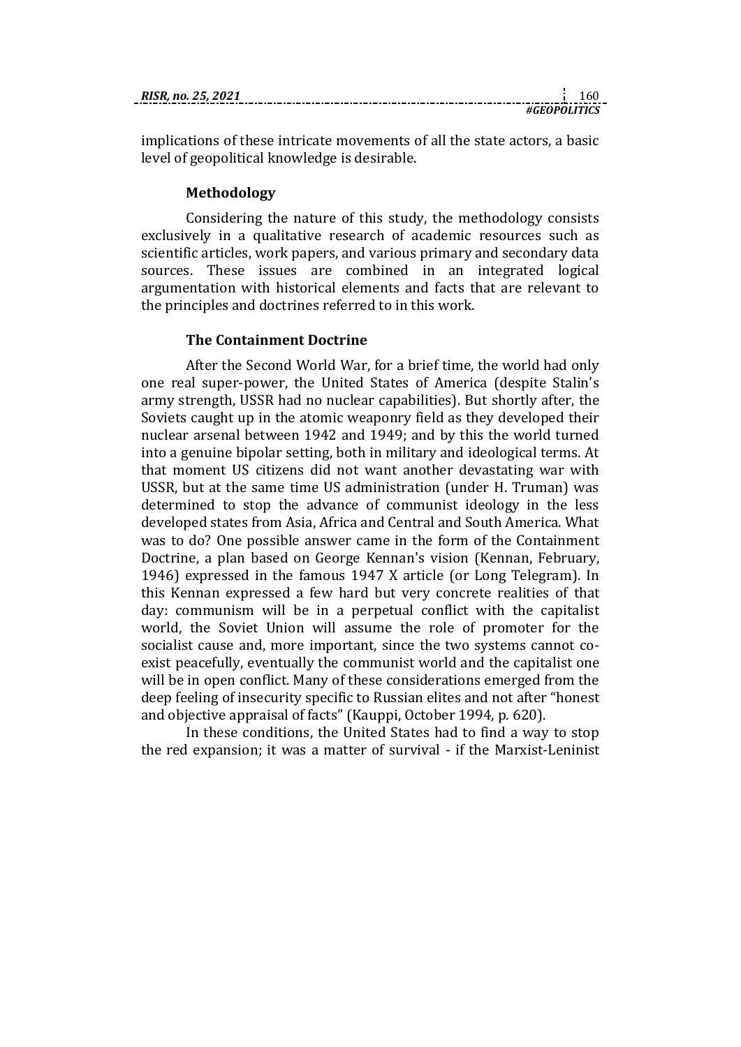implications of these intricate movements of all the state actors, a basic level of geopolitical knowledge is desirable.

### Methodology

Considering the nature of this study, the methodology consists exclusively in a qualitative research of academic resources such as scientific articles, work papers, and various primary and secondary data sources. These issues are combined in an integrated logical argumentation with historical elements and facts that are relevant to the principles and doctrines referred to in this work.

### The Containment Doctrine

After the Second World War, for a brief time, the world had only one real super-power, the United States of America (despite Stalin's army strength, USSR had no nuclear capabilities). But shortly after, the Soviets caught up in the atomic weaponry field as they developed their nuclear arsenal between 1942 and 1949; and by this the world turned into a genuine bipolar setting, both in military and ideological terms. At that moment US citizens did not want another devastating war with USSR, but at the same time US administration (under H. Truman) was determined to stop the advance of communist ideology in the less developed states from Asia, Africa and Central and South America. What was to do? One possible answer came in the form of the Containment Doctrine, a plan based on George Kennan's vision (Kennan, February, 1946) expressed in the famous 1947 X article (or Long Telegram). In this Kennan expressed a few hard but very concrete realities of that day: communism will be in a perpetual conflict with the capitalist world, the Soviet Union will assume the role of promoter for the socialist cause and, more important, since the two systems cannot co-exist peacefully, eventually the communist world and the capitalist one will be in open conflict. Many of these considerations emerged from the deep feeling of insecurity specific to Russian elites and not after "honest and objective appraisal of facts" (Kauppi, October 1994, p. 620).

In these conditions, the United States had to find a way to stop the red expansion; it was a matter of survival - if the Marxist-Leninist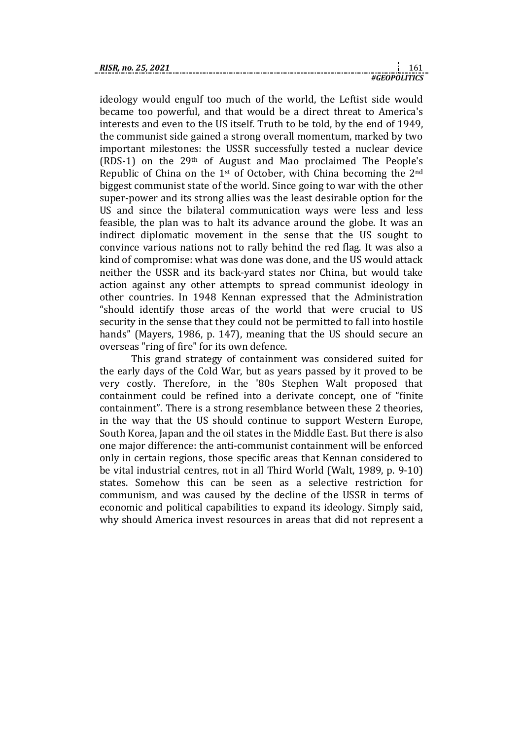ideology would engulf too much of the world, the Leftist side would became too powerful, and that would be a direct threat to America's interests and even to the US itself. Truth to be told, by the end of 1949, the communist side gained a strong overall momentum, marked by two important milestones: the USSR successfully tested a nuclear device (RDS-1) on the 29th of August and Mao proclaimed The People's Republic of China on the 1st of October, with China becoming the 2nd biggest communist state of the world. Since going to war with the other super-power and its strong allies was the least desirable option for the US and since the bilateral communication ways were less and less feasible, the plan was to halt its advance around the globe. It was an indirect diplomatic movement in the sense that the US sought to convince various nations not to rally behind the red flag. It was also a kind of compromise: what was done was done, and the US would attack neither the USSR and its back-yard states nor China, but would take action against any other attempts to spread communist ideology in other countries. In 1948 Kennan expressed that the Administration "should identify those areas of the world that were crucial to US security in the sense that they could not be permitted to fall into hostile hands" (Mayers, 1986, p. 147), meaning that the US should secure an overseas "ring of fire" for its own defence.

This grand strategy of containment was considered suited for the early days of the Cold War, but as years passed by it proved to be very costly. Therefore, in the '80s Stephen Walt proposed that containment could be refined into a derivate concept, one of "finite containment". There is a strong resemblance between these 2 theories, in the way that the US should continue to support Western Europe, South Korea, Japan and the oil states in the Middle East. But there is also one major difference: the anti-communist containment will be enforced only in certain regions, those specific areas that Kennan considered to be vital industrial centres, not in all Third World (Walt, 1989, p. 9-10) states. Somehow this can be seen as a selective restriction for communism, and was caused by the decline of the USSR in terms of economic and political capabilities to expand its ideology. Simply said, why should America invest resources in areas that did not represent a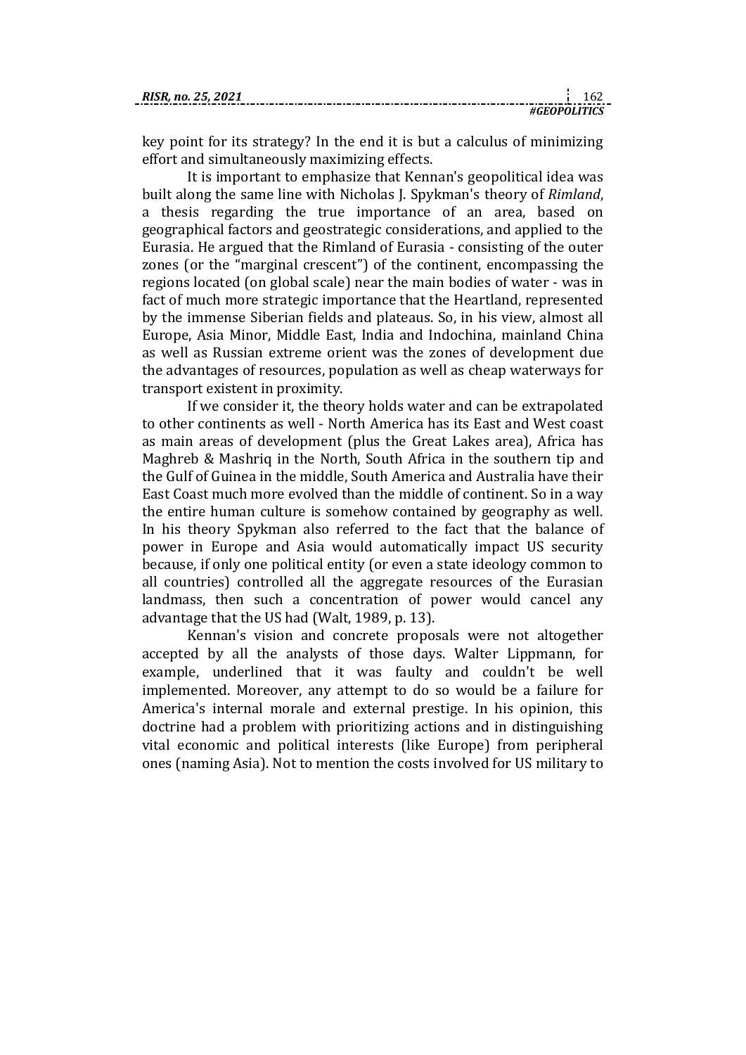key point for its strategy? In the end it is but a calculus of minimizing effort and simultaneously maximizing effects.

It is important to emphasize that Kennan's geopolitical idea was built along the same line with Nicholas J. Spykman's theory of *Rimland*, a thesis regarding the true importance of an area, based on geographical factors and geostrategic considerations, and applied to the Eurasia. He argued that the Rimland of Eurasia - consisting of the outer zones (or the "marginal crescent") of the continent, encompassing the regions located (on global scale) near the main bodies of water - was in fact of much more strategic importance that the Heartland, represented by the immense Siberian fields and plateaus. So, in his view, almost all Europe, Asia Minor, Middle East, India and Indochina, mainland China as well as Russian extreme orient was the zones of development due the advantages of resources, population as well as cheap waterways for transport existent in proximity.

If we consider it, the theory holds water and can be extrapolated to other continents as well - North America has its East and West coast as main areas of development (plus the Great Lakes area), Africa has Maghreb & Mashriq in the North, South Africa in the southern tip and the Gulf of Guinea in the middle, South America and Australia have their East Coast much more evolved than the middle of continent. So in a way the entire human culture is somehow contained by geography as well. In his theory Spykman also referred to the fact that the balance of power in Europe and Asia would automatically impact US security because, if only one political entity (or even a state ideology common to all countries) controlled all the aggregate resources of the Eurasian landmass, then such a concentration of power would cancel any advantage that the US had (Walt, 1989, p. 13).

Kennan's vision and concrete proposals were not altogether accepted by all the analysts of those days. Walter Lippmann, for example, underlined that it was faulty and couldn't be well implemented. Moreover, any attempt to do so would be a failure for America's internal morale and external prestige. In his opinion, this doctrine had a problem with prioritizing actions and in distinguishing vital economic and political interests (like Europe) from peripheral ones (naming Asia). Not to mention the costs involved for US military to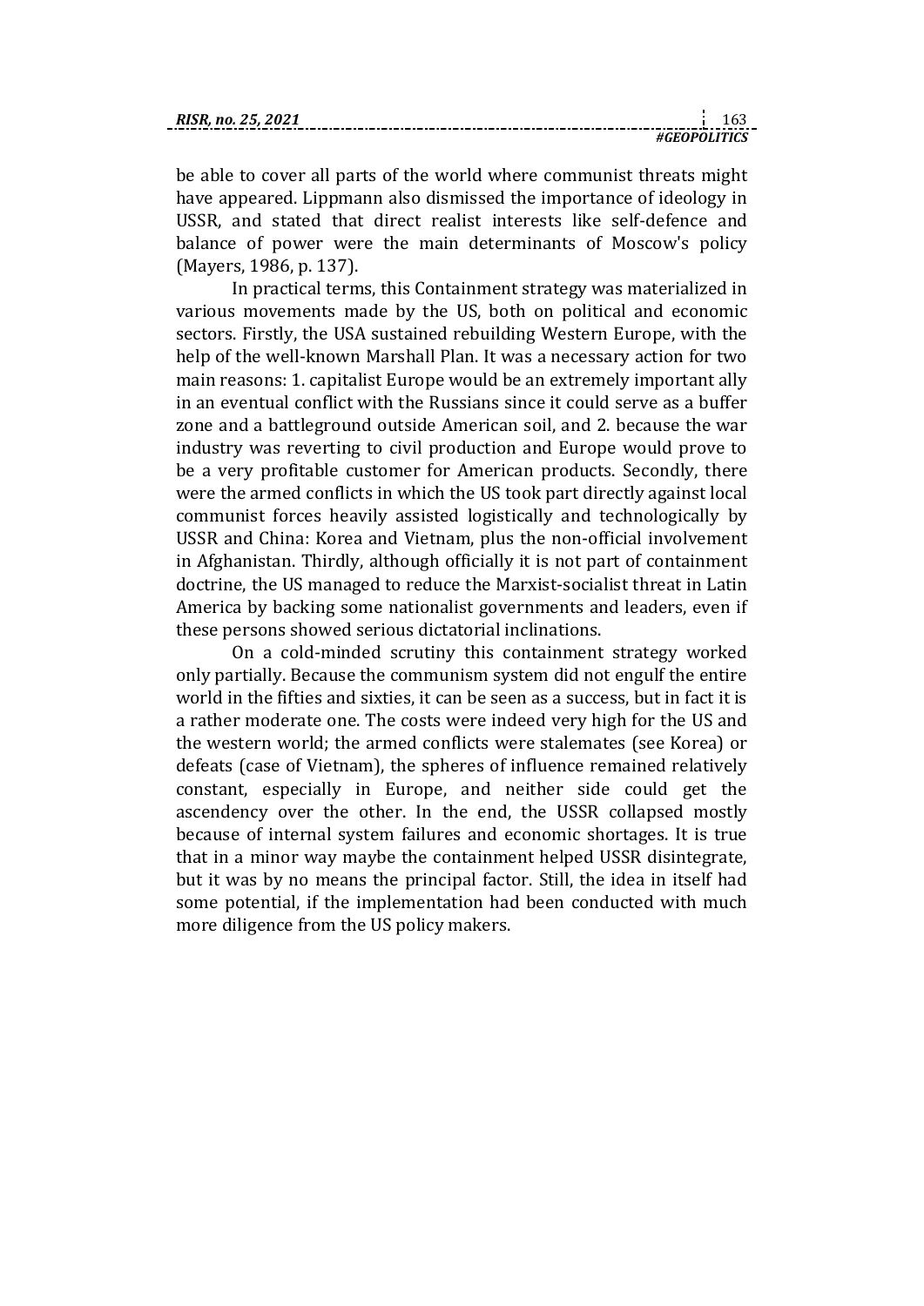be able to cover all parts of the world where communist threats might have appeared. Lippmann also dismissed the importance of ideology in USSR, and stated that direct realist interests like self-defence and balance of power were the main determinants of Moscow's policy (Mayers, 1986, p. 137).

In practical terms, this Containment strategy was materialized in various movements made by the US, both on political and economic sectors. Firstly, the USA sustained rebuilding Western Europe, with the help of the well-known Marshall Plan. It was a necessary action for two main reasons: 1. capitalist Europe would be an extremely important ally in an eventual conflict with the Russians since it could serve as a buffer zone and a battleground outside American soil, and 2. because the war industry was reverting to civil production and Europe would prove to be a very profitable customer for American products. Secondly, there were the armed conflicts in which the US took part directly against local communist forces heavily assisted logistically and technologically by USSR and China: Korea and Vietnam, plus the non-official involvement in Afghanistan. Thirdly, although officially it is not part of containment doctrine, the US managed to reduce the Marxist-socialist threat in Latin America by backing some nationalist governments and leaders, even if these persons showed serious dictatorial inclinations.

On a cold-minded scrutiny this containment strategy worked only partially. Because the communism system did not engulf the entire world in the fifties and sixties, it can be seen as a success, but in fact it is a rather moderate one. The costs were indeed very high for the US and the western world; the armed conflicts were stalemates (see Korea) or defeats (case of Vietnam), the spheres of influence remained relatively constant, especially in Europe, and neither side could get the ascendency over the other. In the end, the USSR collapsed mostly because of internal system failures and economic shortages. It is true that in a minor way maybe the containment helped USSR disintegrate, but it was by no means the principal factor. Still, the idea in itself had some potential, if the implementation had been conducted with much more diligence from the US policy makers.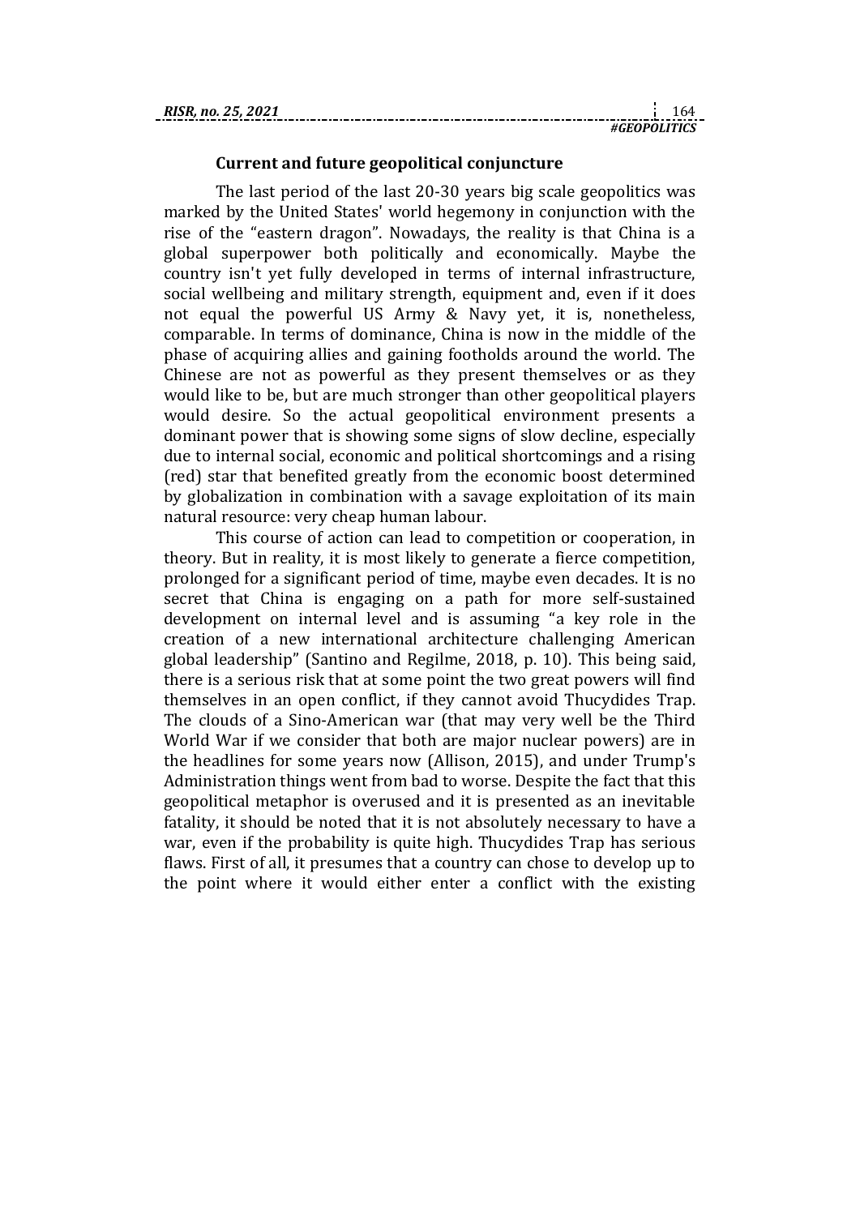### Current and future geopolitical conjuncture

The last period of the last 20-30 years big scale geopolitics was marked by the United States' world hegemony in conjunction with the rise of the "eastern dragon". Nowadays, the reality is that China is a global superpower both politically and economically. Maybe the country isn't yet fully developed in terms of internal infrastructure, social wellbeing and military strength, equipment and, even if it does not equal the powerful US Army & Navy yet, it is, nonetheless, comparable. In terms of dominance, China is now in the middle of the phase of acquiring allies and gaining footholds around the world. The Chinese are not as powerful as they present themselves or as they would like to be, but are much stronger than other geopolitical players would desire. So the actual geopolitical environment presents a dominant power that is showing some signs of slow decline, especially due to internal social, economic and political shortcomings and a rising (red) star that benefited greatly from the economic boost determined by globalization in combination with a savage exploitation of its main natural resource: very cheap human labour.

This course of action can lead to competition or cooperation, in theory. But in reality, it is most likely to generate a fierce competition, prolonged for a significant period of time, maybe even decades. It is no secret that China is engaging on a path for more self-sustained development on internal level and is assuming "a key role in the creation of a new international architecture challenging American global leadership" (Santino and Regilme, 2018, p. 10). This being said, there is a serious risk that at some point the two great powers will find themselves in an open conflict, if they cannot avoid Thucydides Trap. The clouds of a Sino-American war (that may very well be the Third World War if we consider that both are major nuclear powers) are in the headlines for some years now (Allison, 2015), and under Trump's Administration things went from bad to worse. Despite the fact that this geopolitical metaphor is overused and it is presented as an inevitable fatality, it should be noted that it is not absolutely necessary to have a war, even if the probability is quite high. Thucydides Trap has serious flaws. First of all, it presumes that a country can chose to develop up to the point where it would either enter a conflict with the existing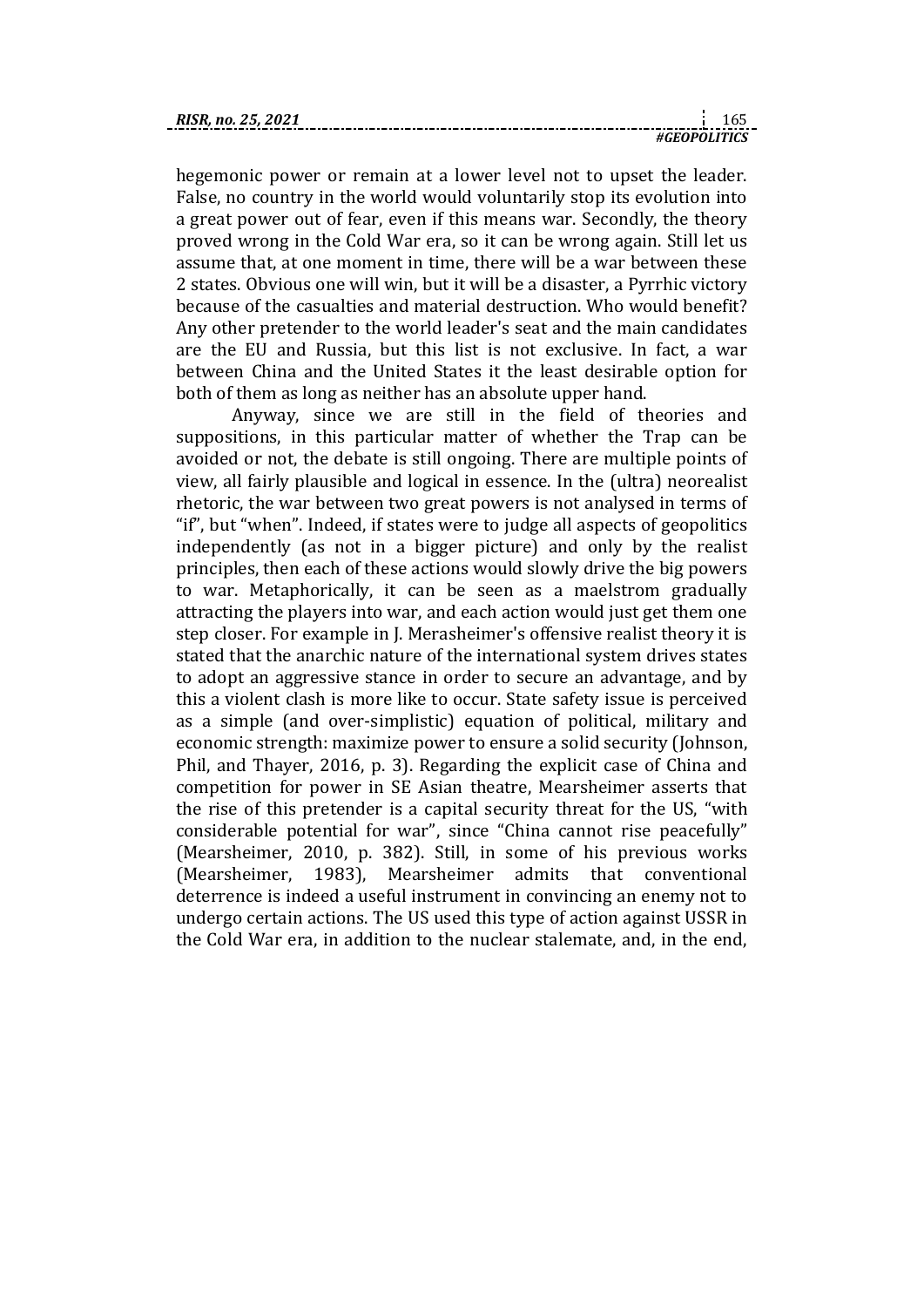hegemonic power or remain at a lower level not to upset the leader. False, no country in the world would voluntarily stop its evolution into a great power out of fear, even if this means war. Secondly, the theory proved wrong in the Cold War era, so it can be wrong again. Still let us assume that, at one moment in time, there will be a war between these 2 states. Obvious one will win, but it will be a disaster, a Pyrrhic victory because of the casualties and material destruction. Who would benefit? Any other pretender to the world leader's seat and the main candidates are the EU and Russia, but this list is not exclusive. In fact, a war between China and the United States it the least desirable option for both of them as long as neither has an absolute upper hand.

Anyway, since we are still in the field of theories and suppositions, in this particular matter of whether the Trap can be avoided or not, the debate is still ongoing. There are multiple points of view, all fairly plausible and logical in essence. In the (ultra) neorealist rhetoric, the war between two great powers is not analysed in terms of "if", but "when". Indeed, if states were to judge all aspects of geopolitics independently (as not in a bigger picture) and only by the realist principles, then each of these actions would slowly drive the big powers to war. Metaphorically, it can be seen as a maelstrom gradually attracting the players into war, and each action would just get them one step closer. For example in J. Merasheimer's offensive realist theory it is stated that the anarchic nature of the international system drives states to adopt an aggressive stance in order to secure an advantage, and by this a violent clash is more like to occur. State safety issue is perceived as a simple (and over-simplistic) equation of political, military and economic strength: maximize power to ensure a solid security (Johnson, Phil, and Thayer, 2016, p. 3). Regarding the explicit case of China and competition for power in SE Asian theatre, Mearsheimer asserts that the rise of this pretender is a capital security threat for the US, "with considerable potential for war", since "China cannot rise peacefully" (Mearsheimer, 2010, p. 382). Still, in some of his previous works (Mearsheimer, 1983), Mearsheimer admits that conventional deterrence is indeed a useful instrument in convincing an enemy not to undergo certain actions. The US used this type of action against USSR in the Cold War era, in addition to the nuclear stalemate, and, in the end,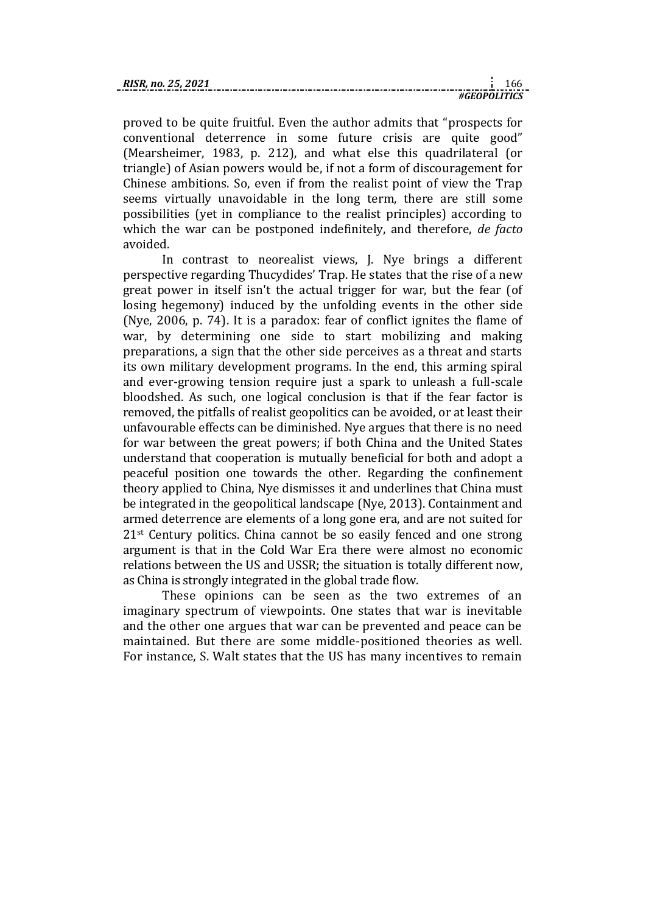proved to be quite fruitful. Even the author admits that "prospects for conventional deterrence in some future crisis are quite good" (Mearsheimer, 1983, p. 212), and what else this quadrilateral (or triangle) of Asian powers would be, if not a form of discouragement for Chinese ambitions. So, even if from the realist point of view the Trap seems virtually unavoidable in the long term, there are still some possibilities (yet in compliance to the realist principles) according to which the war can be postponed indefinitely, and therefore, *de facto* avoided.

In contrast to neorealist views, J. Nye brings a different perspective regarding Thucydides' Trap. He states that the rise of a new great power in itself isn't the actual trigger for war, but the fear (of losing hegemony) induced by the unfolding events in the other side (Nye, 2006, p. 74). It is a paradox: fear of conflict ignites the flame of war, by determining one side to start mobilizing and making preparations, a sign that the other side perceives as a threat and starts its own military development programs. In the end, this arming spiral and ever-growing tension require just a spark to unleash a full-scale bloodshed. As such, one logical conclusion is that if the fear factor is removed, the pitfalls of realist geopolitics can be avoided, or at least their unfavourable effects can be diminished. Nye argues that there is no need for war between the great powers; if both China and the United States understand that cooperation is mutually beneficial for both and adopt a peaceful position one towards the other. Regarding the confinement theory applied to China, Nye dismisses it and underlines that China must be integrated in the geopolitical landscape (Nye, 2013). Containment and armed deterrence are elements of a long gone era, and are not suited for 21st Century politics. China cannot be so easily fenced and one strong argument is that in the Cold War Era there were almost no economic relations between the US and USSR; the situation is totally different now, as China is strongly integrated in the global trade flow.

These opinions can be seen as the two extremes of an imaginary spectrum of viewpoints. One states that war is inevitable and the other one argues that war can be prevented and peace can be maintained. But there are some middle-positioned theories as well. For instance, S. Walt states that the US has many incentives to remain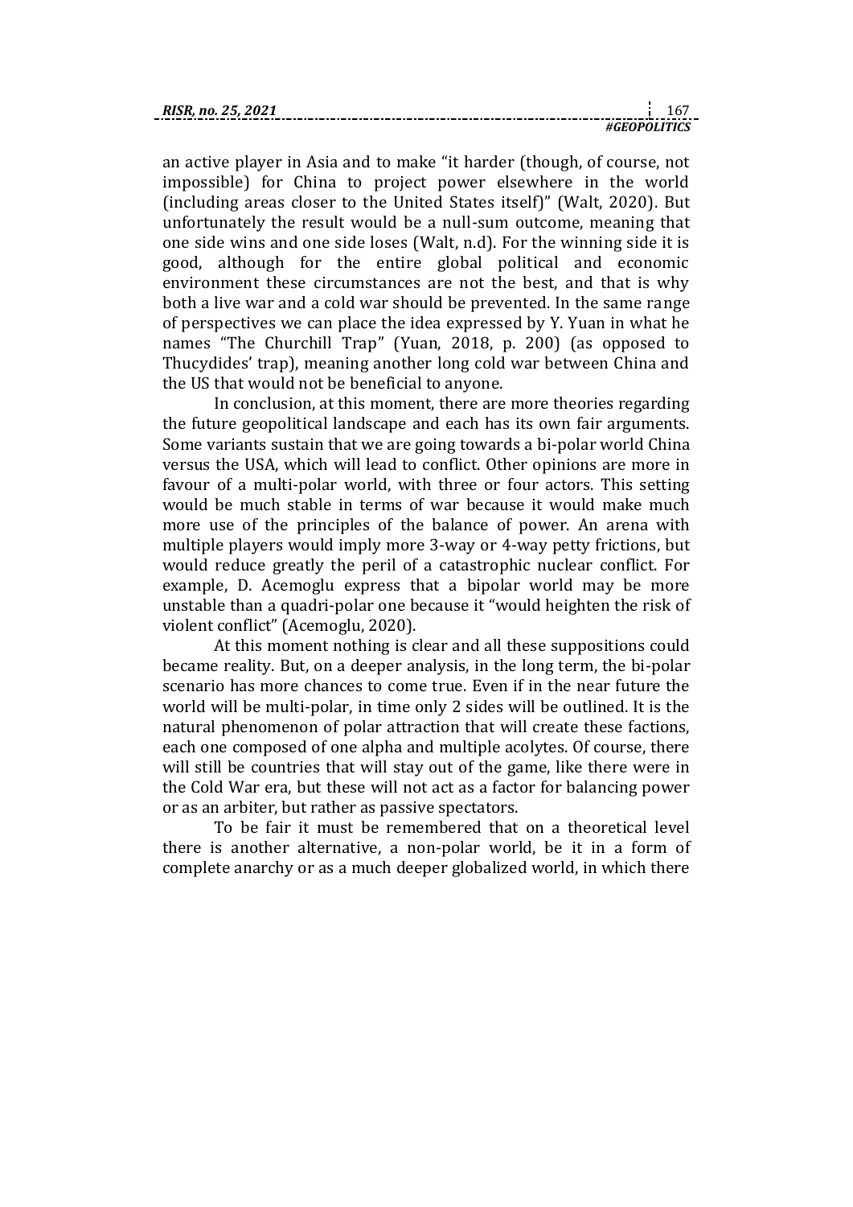an active player in Asia and to make "it harder (though, of course, not impossible) for China to project power elsewhere in the world (including areas closer to the United States itself)" (Walt, 2020). But unfortunately the result would be a null-sum outcome, meaning that one side wins and one side loses (Walt, n.d). For the winning side it is good, although for the entire global political and economic environment these circumstances are not the best, and that is why both a live war and a cold war should be prevented. In the same range of perspectives we can place the idea expressed by Y. Yuan in what he names "The Churchill Trap" (Yuan, 2018, p. 200) (as opposed to Thucydides' trap), meaning another long cold war between China and the US that would not be beneficial to anyone.

In conclusion, at this moment, there are more theories regarding the future geopolitical landscape and each has its own fair arguments. Some variants sustain that we are going towards a bi-polar world China versus the USA, which will lead to conflict. Other opinions are more in favour of a multi-polar world, with three or four actors. This setting would be much stable in terms of war because it would make much more use of the principles of the balance of power. An arena with multiple players would imply more 3-way or 4-way petty frictions, but would reduce greatly the peril of a catastrophic nuclear conflict. For example, D. Acemoglu express that a bipolar world may be more unstable than a quadri-polar one because it "would heighten the risk of violent conflict" (Acemoglu, 2020).

At this moment nothing is clear and all these suppositions could became reality. But, on a deeper analysis, in the long term, the bi-polar scenario has more chances to come true. Even if in the near future the world will be multi-polar, in time only 2 sides will be outlined. It is the natural phenomenon of polar attraction that will create these factions, each one composed of one alpha and multiple acolytes. Of course, there will still be countries that will stay out of the game, like there were in the Cold War era, but these will not act as a factor for balancing power or as an arbiter, but rather as passive spectators.

To be fair it must be remembered that on a theoretical level there is another alternative, a non-polar world, be it in a form of complete anarchy or as a much deeper globalized world, in which there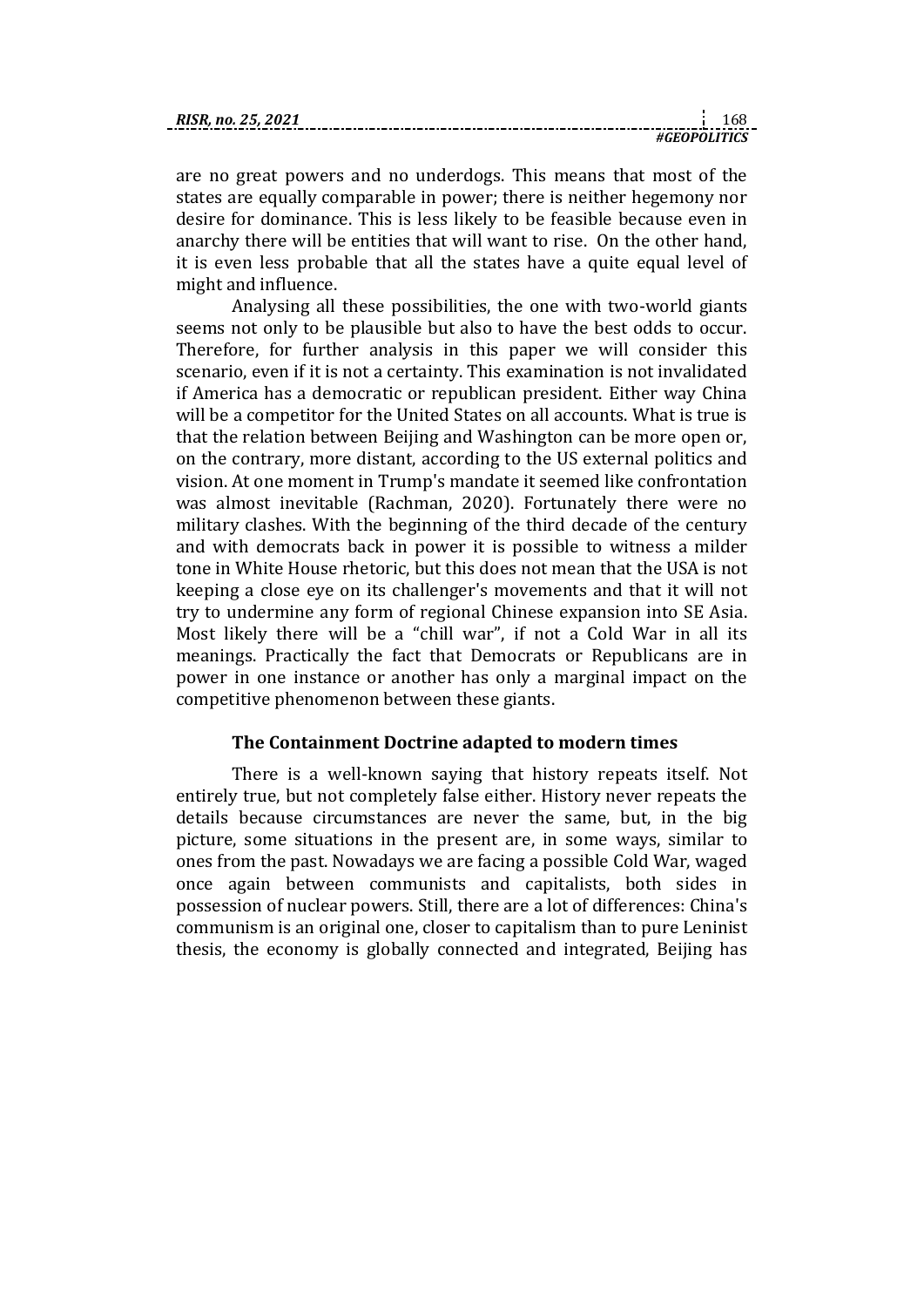are no great powers and no underdogs. This means that most of the states are equally comparable in power; there is neither hegemony nor desire for dominance. This is less likely to be feasible because even in anarchy there will be entities that will want to rise. On the other hand, it is even less probable that all the states have a quite equal level of might and influence.

Analysing all these possibilities, the one with two-world giants seems not only to be plausible but also to have the best odds to occur. Therefore, for further analysis in this paper we will consider this scenario, even if it is not a certainty. This examination is not invalidated if America has a democratic or republican president. Either way China will be a competitor for the United States on all accounts. What is true is that the relation between Beijing and Washington can be more open or, on the contrary, more distant, according to the US external politics and vision. At one moment in Trump's mandate it seemed like confrontation was almost inevitable (Rachman, 2020). Fortunately there were no military clashes. With the beginning of the third decade of the century and with democrats back in power it is possible to witness a milder tone in White House rhetoric, but this does not mean that the USA is not keeping a close eye on its challenger's movements and that it will not try to undermine any form of regional Chinese expansion into SE Asia. Most likely there will be a "chill war", if not a Cold War in all its meanings. Practically the fact that Democrats or Republicans are in power in one instance or another has only a marginal impact on the competitive phenomenon between these giants.

## The Containment Doctrine adapted to modern times

There is a well-known saying that history repeats itself. Not entirely true, but not completely false either. History never repeats the details because circumstances are never the same, but, in the big picture, some situations in the present are, in some ways, similar to ones from the past. Nowadays we are facing a possible Cold War, waged once again between communists and capitalists, both sides in possession of nuclear powers. Still, there are a lot of differences: China's communism is an original one, closer to capitalism than to pure Leninist thesis, the economy is globally connected and integrated, Beijing has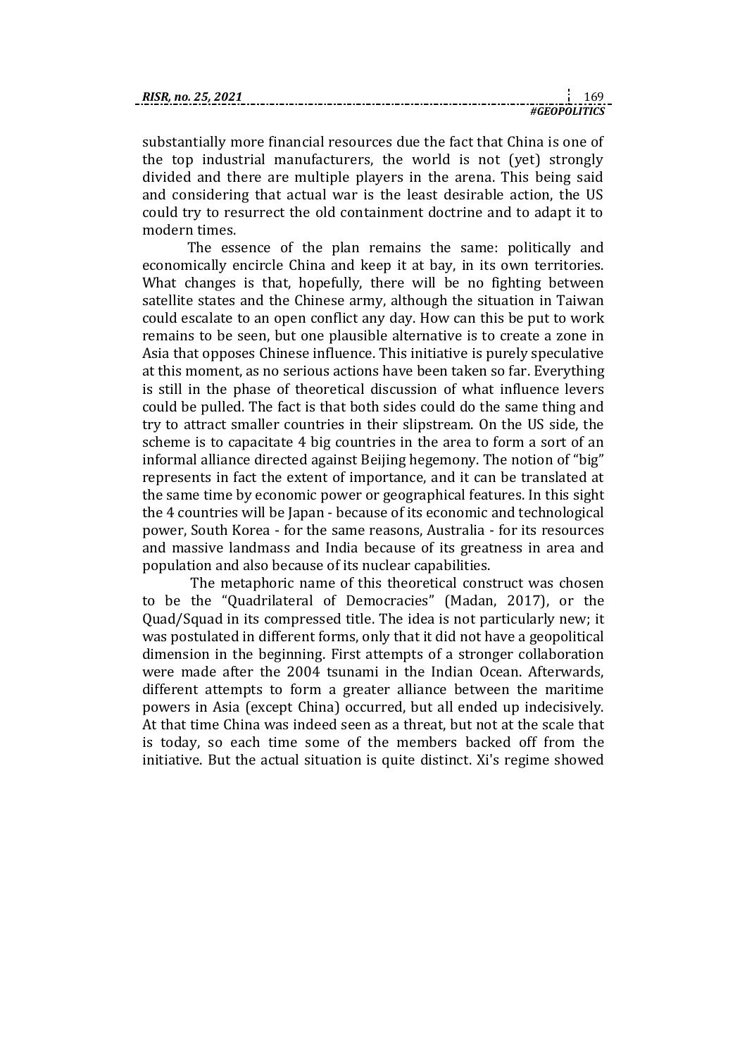substantially more financial resources due the fact that China is one of the top industrial manufacturers, the world is not (yet) strongly divided and there are multiple players in the arena. This being said and considering that actual war is the least desirable action, the US could try to resurrect the old containment doctrine and to adapt it to modern times.

The essence of the plan remains the same: politically and economically encircle China and keep it at bay, in its own territories. What changes is that, hopefully, there will be no fighting between satellite states and the Chinese army, although the situation in Taiwan could escalate to an open conflict any day. How can this be put to work remains to be seen, but one plausible alternative is to create a zone in Asia that opposes Chinese influence. This initiative is purely speculative at this moment, as no serious actions have been taken so far. Everything is still in the phase of theoretical discussion of what influence levers could be pulled. The fact is that both sides could do the same thing and try to attract smaller countries in their slipstream. On the US side, the scheme is to capacitate 4 big countries in the area to form a sort of an informal alliance directed against Beijing hegemony. The notion of "big" represents in fact the extent of importance, and it can be translated at the same time by economic power or geographical features. In this sight the 4 countries will be Japan - because of its economic and technological power, South Korea - for the same reasons, Australia - for its resources and massive landmass and India because of its greatness in area and population and also because of its nuclear capabilities.

The metaphoric name of this theoretical construct was chosen to be the "Quadrilateral of Democracies" (Madan, 2017), or the Quad/Squad in its compressed title. The idea is not particularly new; it was postulated in different forms, only that it did not have a geopolitical dimension in the beginning. First attempts of a stronger collaboration were made after the 2004 tsunami in the Indian Ocean. Afterwards, different attempts to form a greater alliance between the maritime powers in Asia (except China) occurred, but all ended up indecisively. At that time China was indeed seen as a threat, but not at the scale that is today, so each time some of the members backed off from the initiative. But the actual situation is quite distinct. Xi's regime showed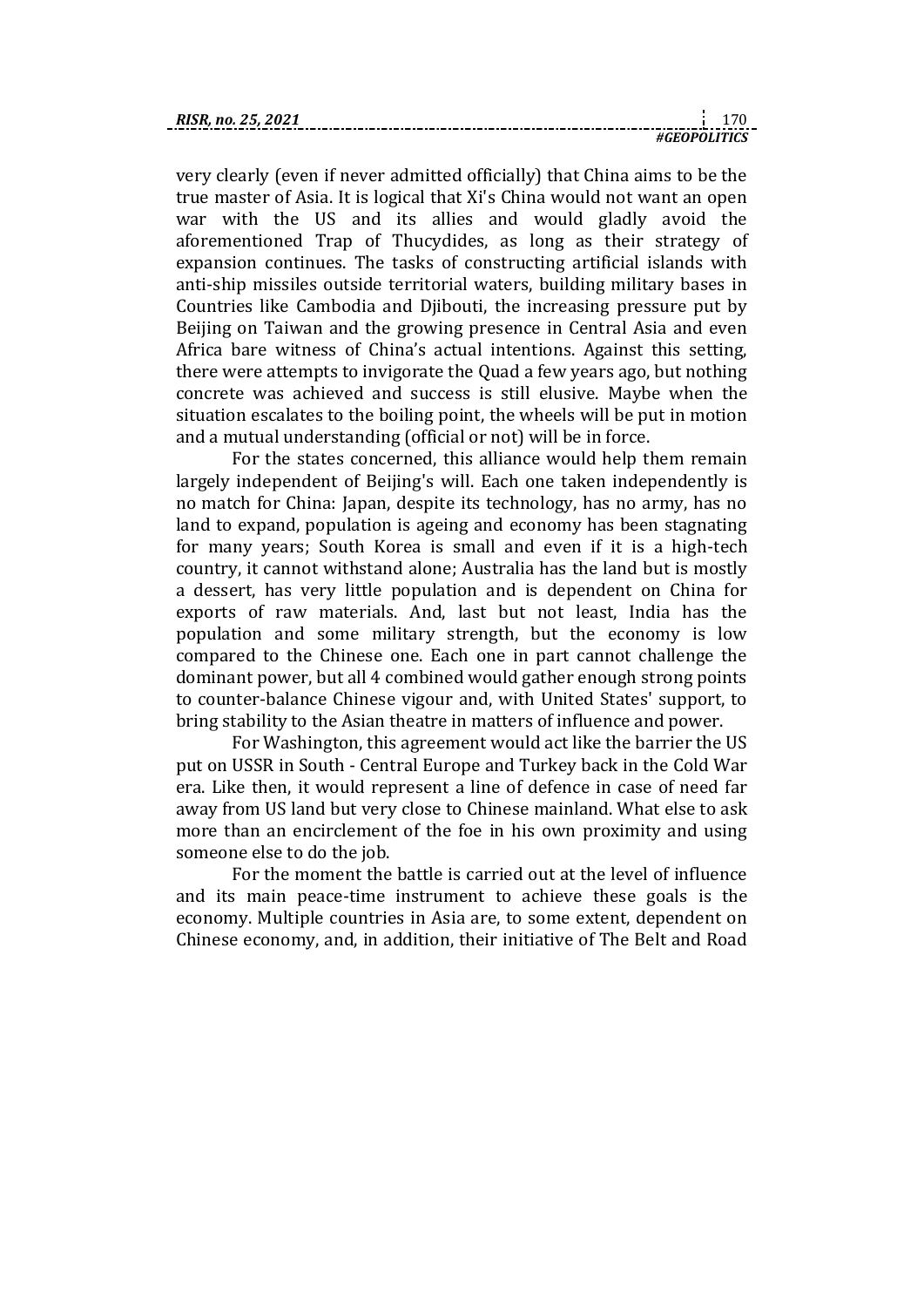very clearly (even if never admitted officially) that China aims to be the true master of Asia. It is logical that Xi's China would not want an open war with the US and its allies and would gladly avoid the aforementioned Trap of Thucydides, as long as their strategy of expansion continues. The tasks of constructing artificial islands with anti-ship missiles outside territorial waters, building military bases in Countries like Cambodia and Djibouti, the increasing pressure put by Beijing on Taiwan and the growing presence in Central Asia and even Africa bare witness of China's actual intentions. Against this setting, there were attempts to invigorate the Quad a few years ago, but nothing concrete was achieved and success is still elusive. Maybe when the situation escalates to the boiling point, the wheels will be put in motion and a mutual understanding (official or not) will be in force.

For the states concerned, this alliance would help them remain largely independent of Beijing's will. Each one taken independently is no match for China: Japan, despite its technology, has no army, has no land to expand, population is ageing and economy has been stagnating for many years; South Korea is small and even if it is a high-tech country, it cannot withstand alone; Australia has the land but is mostly a dessert, has very little population and is dependent on China for exports of raw materials. And, last but not least, India has the population and some military strength, but the economy is low compared to the Chinese one. Each one in part cannot challenge the dominant power, but all 4 combined would gather enough strong points to counter-balance Chinese vigour and, with United States' support, to bring stability to the Asian theatre in matters of influence and power.

For Washington, this agreement would act like the barrier the US put on USSR in South - Central Europe and Turkey back in the Cold War era. Like then, it would represent a line of defence in case of need far away from US land but very close to Chinese mainland. What else to ask more than an encirclement of the foe in his own proximity and using someone else to do the job.

For the moment the battle is carried out at the level of influence and its main peace-time instrument to achieve these goals is the economy. Multiple countries in Asia are, to some extent, dependent on Chinese economy, and, in addition, their initiative of The Belt and Road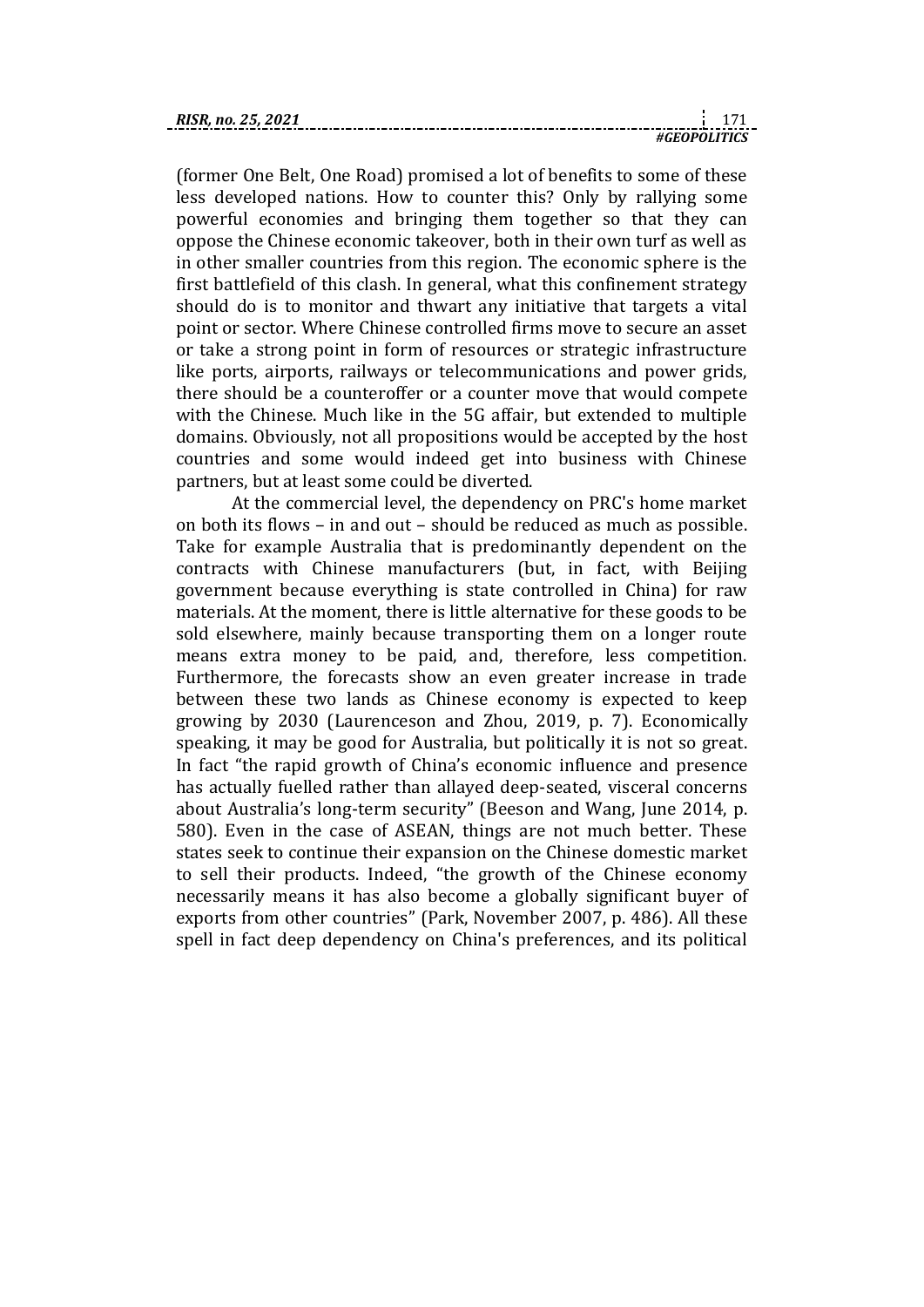(former One Belt, One Road) promised a lot of benefits to some of these less developed nations. How to counter this? Only by rallying some powerful economies and bringing them together so that they can oppose the Chinese economic takeover, both in their own turf as well as in other smaller countries from this region. The economic sphere is the first battlefield of this clash. In general, what this confinement strategy should do is to monitor and thwart any initiative that targets a vital point or sector. Where Chinese controlled firms move to secure an asset or take a strong point in form of resources or strategic infrastructure like ports, airports, railways or telecommunications and power grids, there should be a counteroffer or a counter move that would compete with the Chinese. Much like in the 5G affair, but extended to multiple domains. Obviously, not all propositions would be accepted by the host countries and some would indeed get into business with Chinese partners, but at least some could be diverted.

At the commercial level, the dependency on PRC's home market on both its flows – in and out – should be reduced as much as possible. Take for example Australia that is predominantly dependent on the contracts with Chinese manufacturers (but, in fact, with Beijing government because everything is state controlled in China) for raw materials. At the moment, there is little alternative for these goods to be sold elsewhere, mainly because transporting them on a longer route means extra money to be paid, and, therefore, less competition. Furthermore, the forecasts show an even greater increase in trade between these two lands as Chinese economy is expected to keep growing by 2030 (Laurenceson and Zhou, 2019, p. 7). Economically speaking, it may be good for Australia, but politically it is not so great. In fact "the rapid growth of China's economic influence and presence has actually fuelled rather than allayed deep-seated, visceral concerns about Australia's long-term security" (Beeson and Wang, June 2014, p. 580). Even in the case of ASEAN, things are not much better. These states seek to continue their expansion on the Chinese domestic market to sell their products. Indeed, "the growth of the Chinese economy necessarily means it has also become a globally significant buyer of exports from other countries" (Park, November 2007, p. 486). All these spell in fact deep dependency on China's preferences, and its political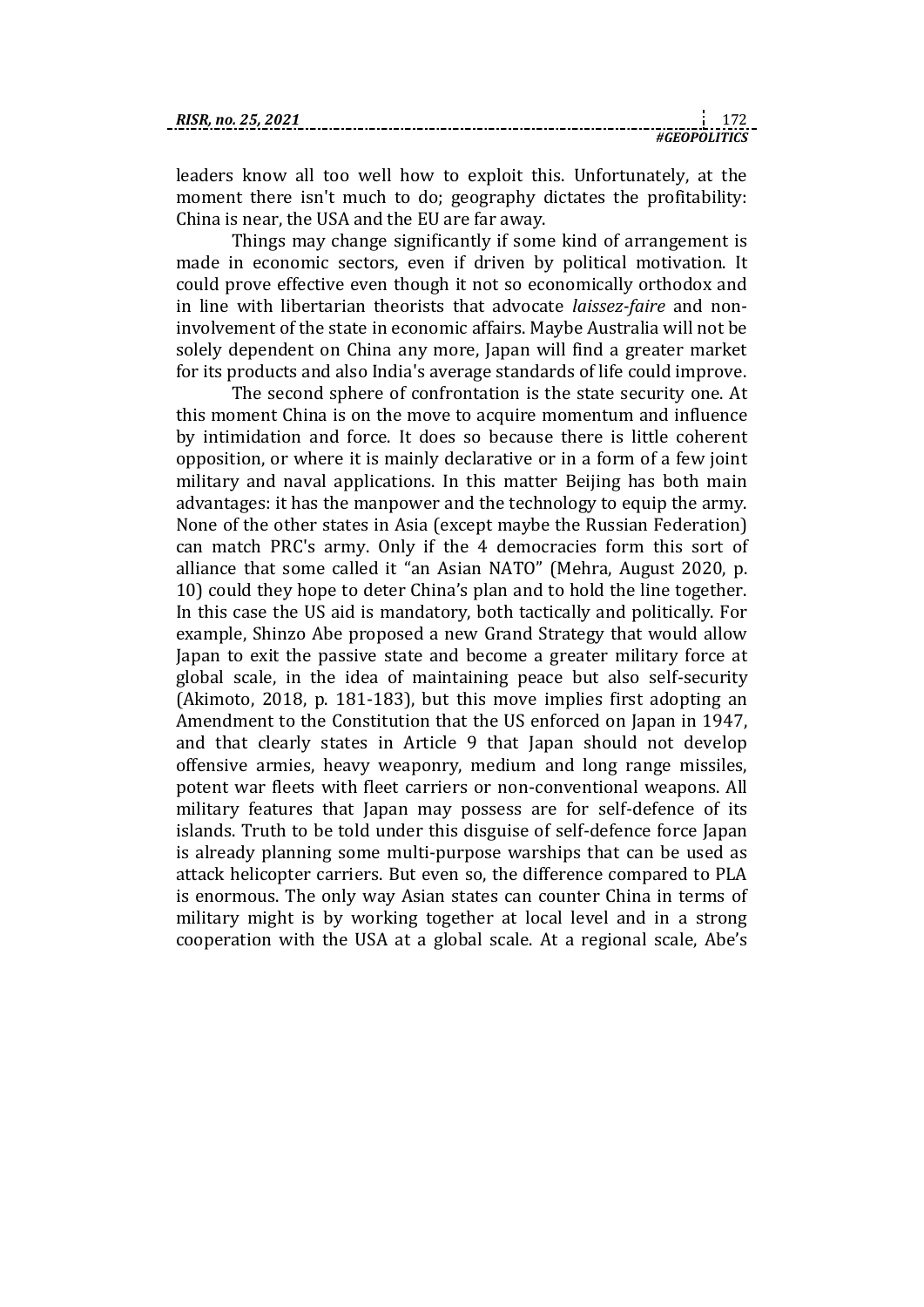leaders know all too well how to exploit this. Unfortunately, at the moment there isn't much to do; geography dictates the profitability: China is near, the USA and the EU are far away.

Things may change significantly if some kind of arrangement is made in economic sectors, even if driven by political motivation. It could prove effective even though it not so economically orthodox and in line with libertarian theorists that advocate *laissez-faire* and non-involvement of the state in economic affairs. Maybe Australia will not be solely dependent on China any more, Japan will find a greater market for its products and also India's average standards of life could improve.

The second sphere of confrontation is the state security one. At this moment China is on the move to acquire momentum and influence by intimidation and force. It does so because there is little coherent opposition, or where it is mainly declarative or in a form of a few joint military and naval applications. In this matter Beijing has both main advantages: it has the manpower and the technology to equip the army. None of the other states in Asia (except maybe the Russian Federation) can match PRC's army. Only if the 4 democracies form this sort of alliance that some called it "an Asian NATO" (Mehra, August 2020, p. 10) could they hope to deter China's plan and to hold the line together. In this case the US aid is mandatory, both tactically and politically. For example, Shinzo Abe proposed a new Grand Strategy that would allow Japan to exit the passive state and become a greater military force at global scale, in the idea of maintaining peace but also self-security (Akimoto, 2018, p. 181-183), but this move implies first adopting an Amendment to the Constitution that the US enforced on Japan in 1947, and that clearly states in Article 9 that Japan should not develop offensive armies, heavy weaponry, medium and long range missiles, potent war fleets with fleet carriers or non-conventional weapons. All military features that Japan may possess are for self-defence of its islands. Truth to be told under this disguise of self-defence force Japan is already planning some multi-purpose warships that can be used as attack helicopter carriers. But even so, the difference compared to PLA is enormous. The only way Asian states can counter China in terms of military might is by working together at local level and in a strong cooperation with the USA at a global scale. At a regional scale, Abe's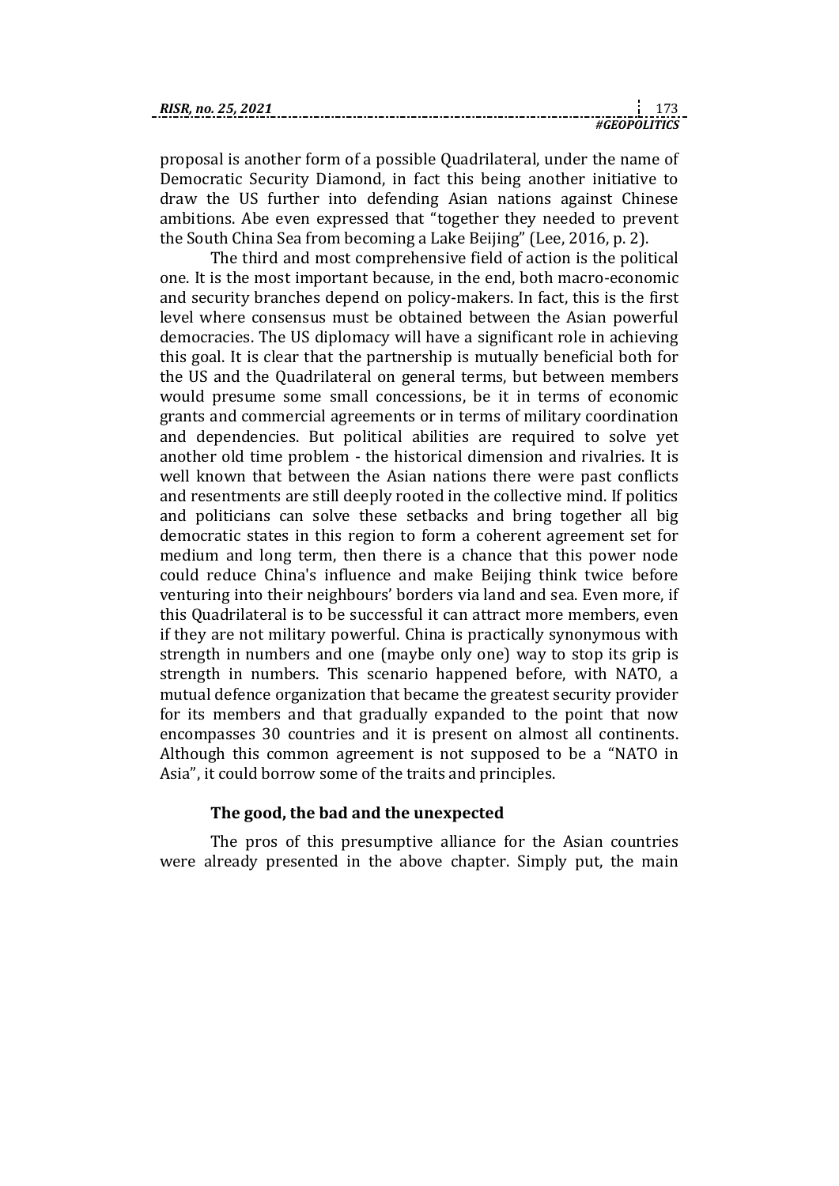proposal is another form of a possible Quadrilateral, under the name of Democratic Security Diamond, in fact this being another initiative to draw the US further into defending Asian nations against Chinese ambitions. Abe even expressed that "together they needed to prevent the South China Sea from becoming a Lake Beijing" (Lee, 2016, p. 2).

The third and most comprehensive field of action is the political one. It is the most important because, in the end, both macro-economic and security branches depend on policy-makers. In fact, this is the first level where consensus must be obtained between the Asian powerful democracies. The US diplomacy will have a significant role in achieving this goal. It is clear that the partnership is mutually beneficial both for the US and the Quadrilateral on general terms, but between members would presume some small concessions, be it in terms of economic grants and commercial agreements or in terms of military coordination and dependencies. But political abilities are required to solve yet another old time problem - the historical dimension and rivalries. It is well known that between the Asian nations there were past conflicts and resentments are still deeply rooted in the collective mind. If politics and politicians can solve these setbacks and bring together all big democratic states in this region to form a coherent agreement set for medium and long term, then there is a chance that this power node could reduce China's influence and make Beijing think twice before venturing into their neighbours' borders via land and sea. Even more, if this Quadrilateral is to be successful it can attract more members, even if they are not military powerful. China is practically synonymous with strength in numbers and one (maybe only one) way to stop its grip is strength in numbers. This scenario happened before, with NATO, a mutual defence organization that became the greatest security provider for its members and that gradually expanded to the point that now encompasses 30 countries and it is present on almost all continents. Although this common agreement is not supposed to be a "NATO in Asia", it could borrow some of the traits and principles.

## The good, the bad and the unexpected

The pros of this presumptive alliance for the Asian countries were already presented in the above chapter. Simply put, the main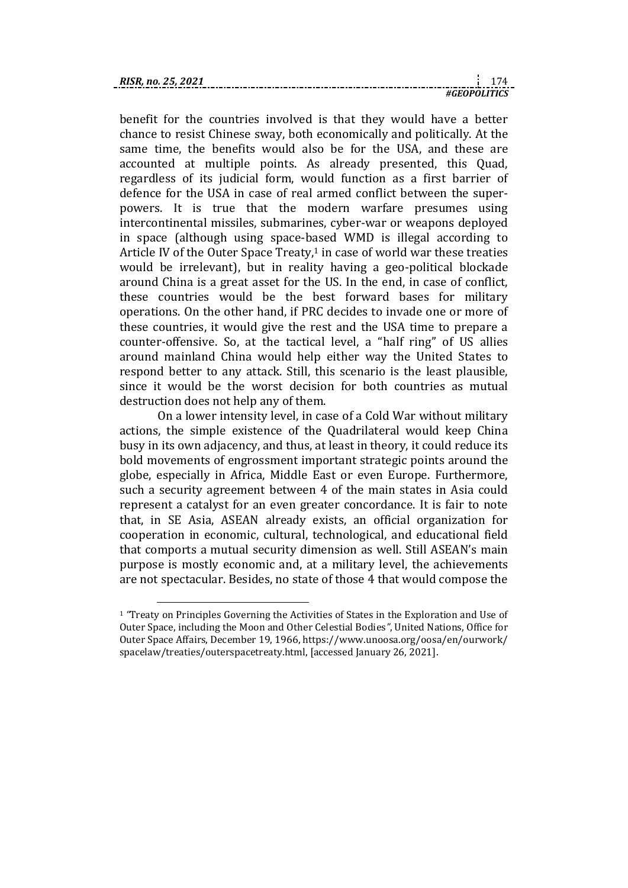benefit for the countries involved is that they would have a better chance to resist Chinese sway, both economically and politically. At the same time, the benefits would also be for the USA, and these are accounted at multiple points. As already presented, this Quad, regardless of its judicial form, would function as a first barrier of defence for the USA in case of real armed conflict between the super-powers. It is true that the modern warfare presumes using intercontinental missiles, submarines, cyber-war or weapons deployed in space (although using space-based WMD is illegal according to Article IV of the Outer Space Treaty,[1] in case of world war these treaties would be irrelevant), but in reality having a geo-political blockade around China is a great asset for the US. In the end, in case of conflict, these countries would be the best forward bases for military operations. On the other hand, if PRC decides to invade one or more of these countries, it would give the rest and the USA time to prepare a counter-offensive. So, at the tactical level, a "half ring" of US allies around mainland China would help either way the United States to respond better to any attack. Still, this scenario is the least plausible, since it would be the worst decision for both countries as mutual destruction does not help any of them.

On a lower intensity level, in case of a Cold War without military actions, the simple existence of the Quadrilateral would keep China busy in its own adjacency, and thus, at least in theory, it could reduce its bold movements of engrossment important strategic points around the globe, especially in Africa, Middle East or even Europe. Furthermore, such a security agreement between 4 of the main states in Asia could represent a catalyst for an even greater concordance. It is fair to note that, in SE Asia, ASEAN already exists, an official organization for cooperation in economic, cultural, technological, and educational field that comports a mutual security dimension as well. Still ASEAN's main purpose is mostly economic and, at a military level, the achievements are not spectacular. Besides, no state of those 4 that would compose the

[1] "Treaty on Principles Governing the Activities of States in the Exploration and Use of Outer Space, including the Moon and Other Celestial Bodies", United Nations, Office for Outer Space Affairs, December 19, 1966, https://www.unoosa.org/oosa/en/ourwork/spacelaw/treaties/outerspacetreaty.html, [accessed January 26, 2021].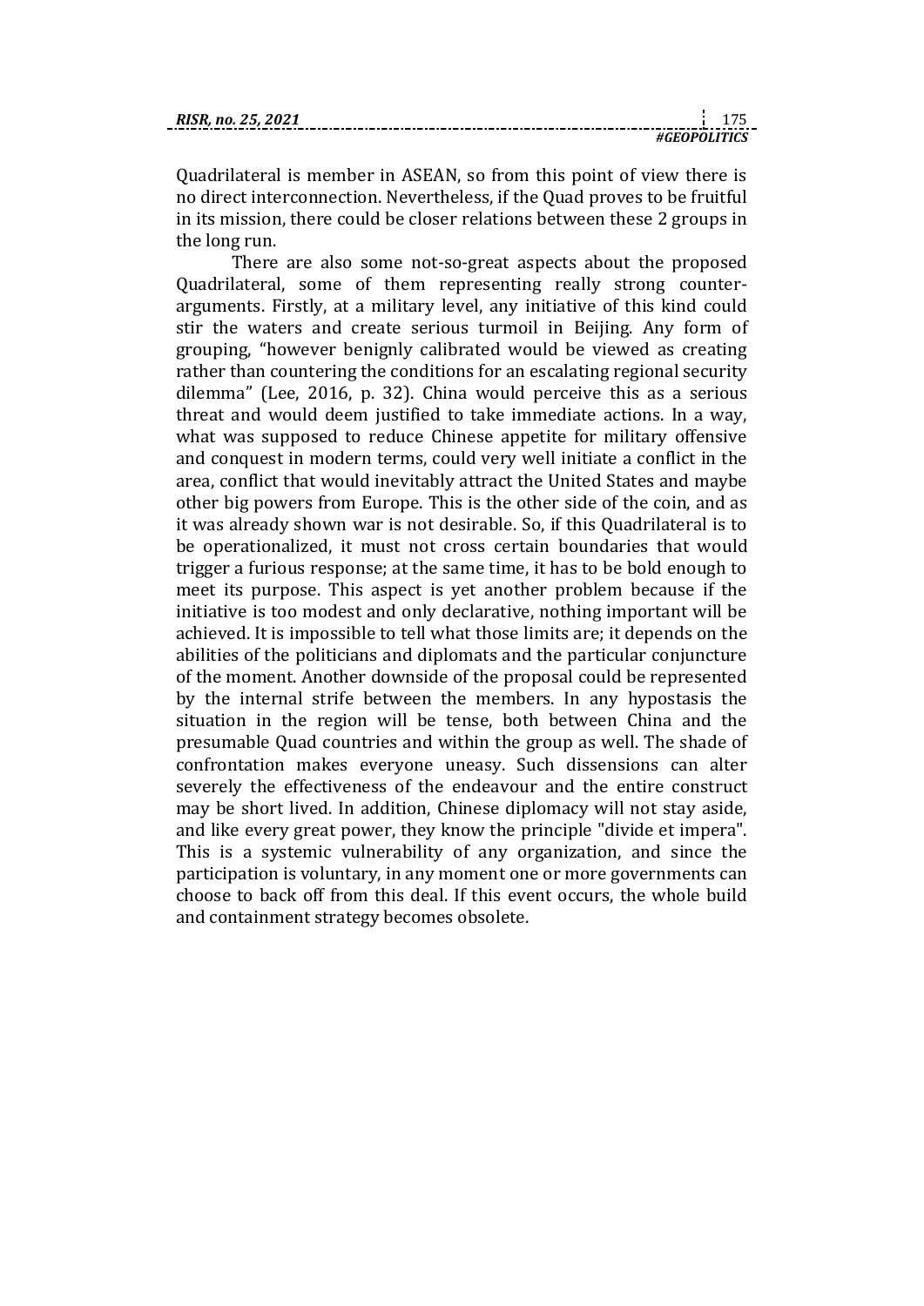Quadrilateral is member in ASEAN, so from this point of view there is no direct interconnection. Nevertheless, if the Quad proves to be fruitful in its mission, there could be closer relations between these 2 groups in the long run.

There are also some not-so-great aspects about the proposed Quadrilateral, some of them representing really strong counter-arguments. Firstly, at a military level, any initiative of this kind could stir the waters and create serious turmoil in Beijing. Any form of grouping, "however benignly calibrated would be viewed as creating rather than countering the conditions for an escalating regional security dilemma" (Lee, 2016, p. 32). China would perceive this as a serious threat and would deem justified to take immediate actions. In a way, what was supposed to reduce Chinese appetite for military offensive and conquest in modern terms, could very well initiate a conflict in the area, conflict that would inevitably attract the United States and maybe other big powers from Europe. This is the other side of the coin, and as it was already shown war is not desirable. So, if this Quadrilateral is to be operationalized, it must not cross certain boundaries that would trigger a furious response; at the same time, it has to be bold enough to meet its purpose. This aspect is yet another problem because if the initiative is too modest and only declarative, nothing important will be achieved. It is impossible to tell what those limits are; it depends on the abilities of the politicians and diplomats and the particular conjuncture of the moment. Another downside of the proposal could be represented by the internal strife between the members. In any hypostasis the situation in the region will be tense, both between China and the presumable Quad countries and within the group as well. The shade of confrontation makes everyone uneasy. Such dissensions can alter severely the effectiveness of the endeavour and the entire construct may be short lived. In addition, Chinese diplomacy will not stay aside, and like every great power, they know the principle "divide et impera". This is a systemic vulnerability of any organization, and since the participation is voluntary, in any moment one or more governments can choose to back off from this deal. If this event occurs, the whole build and containment strategy becomes obsolete.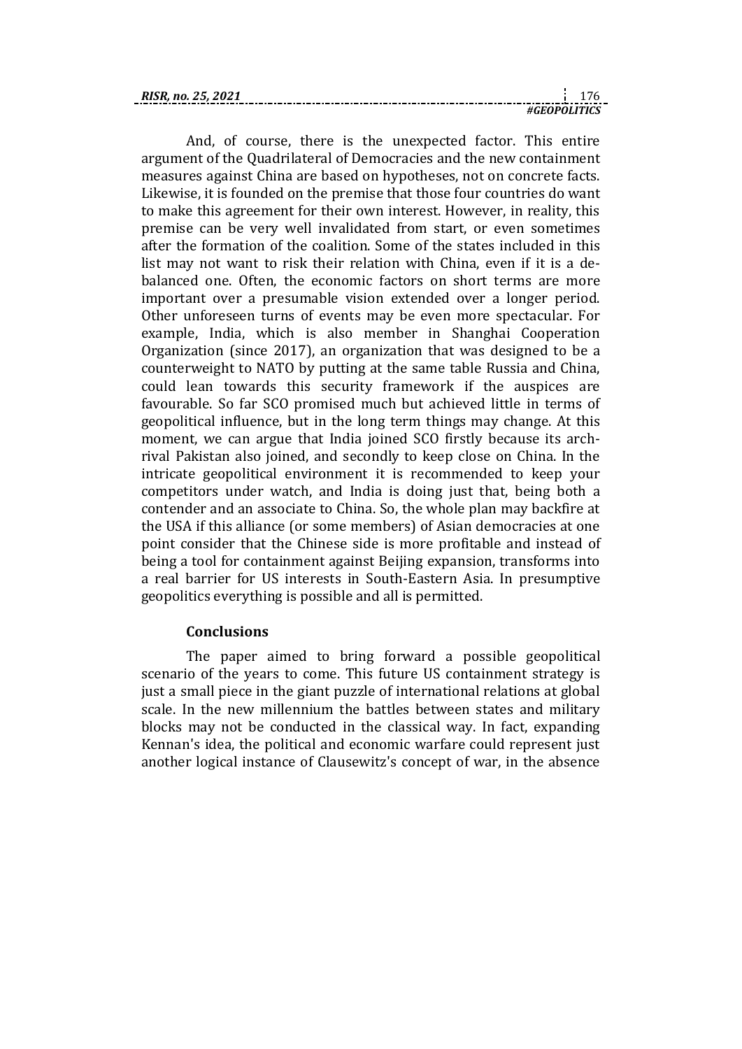And, of course, there is the unexpected factor. This entire argument of the Quadrilateral of Democracies and the new containment measures against China are based on hypotheses, not on concrete facts. Likewise, it is founded on the premise that those four countries do want to make this agreement for their own interest. However, in reality, this premise can be very well invalidated from start, or even sometimes after the formation of the coalition. Some of the states included in this list may not want to risk their relation with China, even if it is a de-balanced one. Often, the economic factors on short terms are more important over a presumable vision extended over a longer period. Other unforeseen turns of events may be even more spectacular. For example, India, which is also member in Shanghai Cooperation Organization (since 2017), an organization that was designed to be a counterweight to NATO by putting at the same table Russia and China, could lean towards this security framework if the auspices are favourable. So far SCO promised much but achieved little in terms of geopolitical influence, but in the long term things may change. At this moment, we can argue that India joined SCO firstly because its arch-rival Pakistan also joined, and secondly to keep close on China. In the intricate geopolitical environment it is recommended to keep your competitors under watch, and India is doing just that, being both a contender and an associate to China. So, the whole plan may backfire at the USA if this alliance (or some members) of Asian democracies at one point consider that the Chinese side is more profitable and instead of being a tool for containment against Beijing expansion, transforms into a real barrier for US interests in South-Eastern Asia. In presumptive geopolitics everything is possible and all is permitted.

## Conclusions

The paper aimed to bring forward a possible geopolitical scenario of the years to come. This future US containment strategy is just a small piece in the giant puzzle of international relations at global scale. In the new millennium the battles between states and military blocks may not be conducted in the classical way. In fact, expanding Kennan's idea, the political and economic warfare could represent just another logical instance of Clausewitz's concept of war, in the absence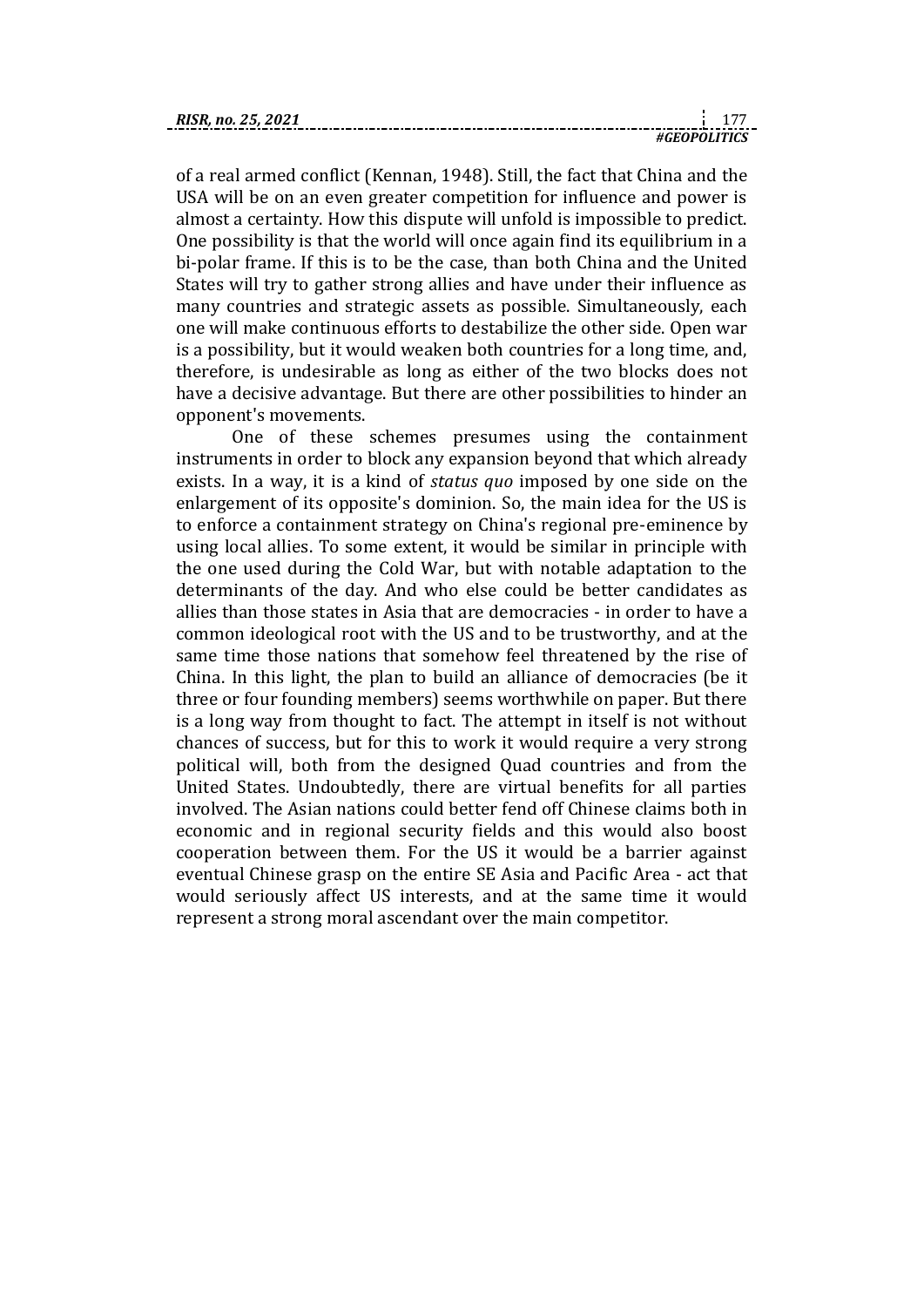of a real armed conflict (Kennan, 1948). Still, the fact that China and the USA will be on an even greater competition for influence and power is almost a certainty. How this dispute will unfold is impossible to predict. One possibility is that the world will once again find its equilibrium in a bi-polar frame. If this is to be the case, than both China and the United States will try to gather strong allies and have under their influence as many countries and strategic assets as possible. Simultaneously, each one will make continuous efforts to destabilize the other side. Open war is a possibility, but it would weaken both countries for a long time, and, therefore, is undesirable as long as either of the two blocks does not have a decisive advantage. But there are other possibilities to hinder an opponent's movements.

One of these schemes presumes using the containment instruments in order to block any expansion beyond that which already exists. In a way, it is a kind of *status quo* imposed by one side on the enlargement of its opposite's dominion. So, the main idea for the US is to enforce a containment strategy on China's regional pre-eminence by using local allies. To some extent, it would be similar in principle with the one used during the Cold War, but with notable adaptation to the determinants of the day. And who else could be better candidates as allies than those states in Asia that are democracies - in order to have a common ideological root with the US and to be trustworthy, and at the same time those nations that somehow feel threatened by the rise of China. In this light, the plan to build an alliance of democracies (be it three or four founding members) seems worthwhile on paper. But there is a long way from thought to fact. The attempt in itself is not without chances of success, but for this to work it would require a very strong political will, both from the designed Quad countries and from the United States. Undoubtedly, there are virtual benefits for all parties involved. The Asian nations could better fend off Chinese claims both in economic and in regional security fields and this would also boost cooperation between them. For the US it would be a barrier against eventual Chinese grasp on the entire SE Asia and Pacific Area - act that would seriously affect US interests, and at the same time it would represent a strong moral ascendant over the main competitor.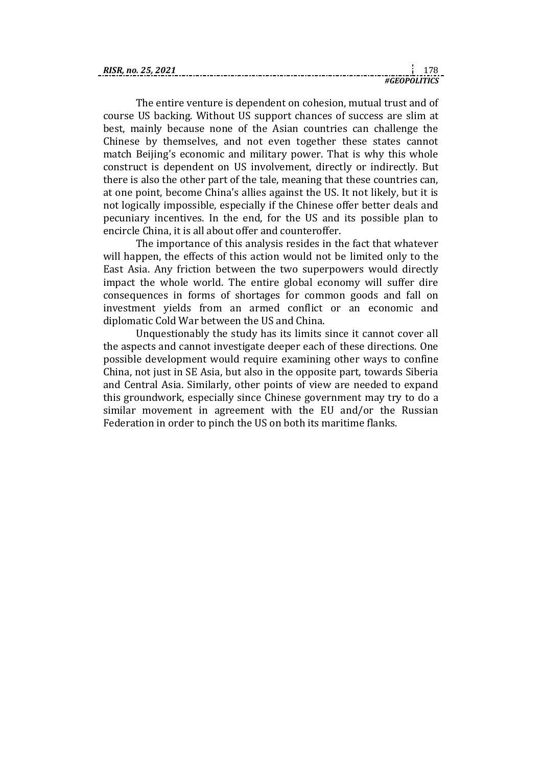The entire venture is dependent on cohesion, mutual trust and of course US backing. Without US support chances of success are slim at best, mainly because none of the Asian countries can challenge the Chinese by themselves, and not even together these states cannot match Beijing's economic and military power. That is why this whole construct is dependent on US involvement, directly or indirectly. But there is also the other part of the tale, meaning that these countries can, at one point, become China's allies against the US. It not likely, but it is not logically impossible, especially if the Chinese offer better deals and pecuniary incentives. In the end, for the US and its possible plan to encircle China, it is all about offer and counteroffer.

The importance of this analysis resides in the fact that whatever will happen, the effects of this action would not be limited only to the East Asia. Any friction between the two superpowers would directly impact the whole world. The entire global economy will suffer dire consequences in forms of shortages for common goods and fall on investment yields from an armed conflict or an economic and diplomatic Cold War between the US and China.

Unquestionably the study has its limits since it cannot cover all the aspects and cannot investigate deeper each of these directions. One possible development would require examining other ways to confine China, not just in SE Asia, but also in the opposite part, towards Siberia and Central Asia. Similarly, other points of view are needed to expand this groundwork, especially since Chinese government may try to do a similar movement in agreement with the EU and/or the Russian Federation in order to pinch the US on both its maritime flanks.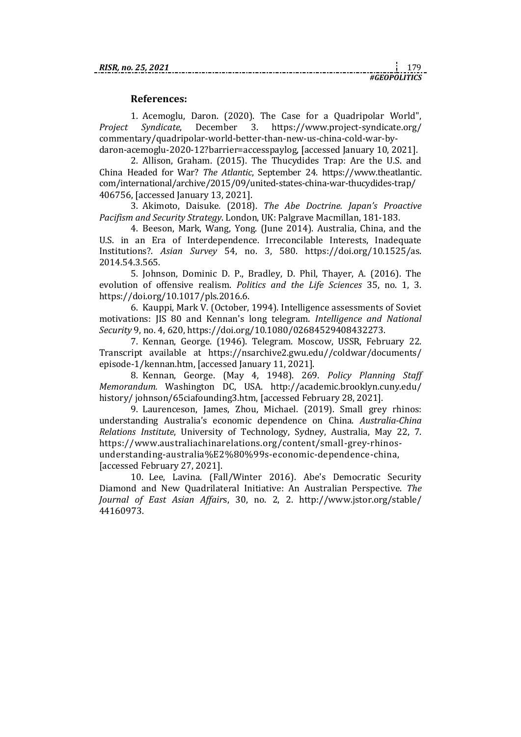## References:

1. Acemoglu, Daron. (2020). The Case for a Quadripolar World", *Project Syndicate*, December 3. https://www.project-syndicate.org/commentary/quadripolar-world-better-than-new-us-china-cold-war-by-daron-acemoglu-2020-12?barrier=accesspaylog, [accessed January 10, 2021].

2. Allison, Graham. (2015). The Thucydides Trap: Are the U.S. and China Headed for War? *The Atlantic*, September 24. https://www.theatlantic.com/international/archive/2015/09/united-states-china-war-thucydides-trap/406756, [accessed January 13, 2021].

3. Akimoto, Daisuke. (2018). *The Abe Doctrine. Japan's Proactive Pacifism and Security Strategy*. London, UK: Palgrave Macmillan, 181-183.

4. Beeson, Mark, Wang, Yong. (June 2014). Australia, China, and the U.S. in an Era of Interdependence. Irreconcilable Interests, Inadequate Institutions?. *Asian Survey* 54, no. 3, 580. https://doi.org/10.1525/as.2014.54.3.565.

5. Johnson, Dominic D. P., Bradley, D. Phil, Thayer, A. (2016). The evolution of offensive realism. *Politics and the Life Sciences* 35, no. 1, 3. https://doi.org/10.1017/pls.2016.6.

6. Kauppi, Mark V. (October, 1994). Intelligence assessments of Soviet motivations: JIS 80 and Kennan's long telegram. *Intelligence and National Security* 9, no. 4, 620, https://doi.org/10.1080/02684529408432273.

7. Kennan, George. (1946). Telegram. Moscow, USSR, February 22. Transcript available at https://nsarchive2.gwu.edu//coldwar/documents/episode-1/kennan.htm, [accessed January 11, 2021].

8. Kennan, George. (May 4, 1948). 269. *Policy Planning Staff Memorandum.* Washington DC, USA. http://academic.brooklyn.cuny.edu/history/ johnson/65ciafounding3.htm, [accessed February 28, 2021].

9. Laurenceson, James, Zhou, Michael. (2019). Small grey rhinos: understanding Australia's economic dependence on China. *Australia-China Relations Institute*, University of Technology, Sydney, Australia, May 22, 7. https://www.australiachinarelations.org/content/small-grey-rhinos-understanding-australia%E2%80%99s-economic-dependence-china, [accessed February 27, 2021].

10. Lee, Lavina. (Fall/Winter 2016). Abe's Democratic Security Diamond and New Quadrilateral Initiative: An Australian Perspective. *The Journal of East Asian Affairs*, 30, no. 2, 2. http://www.jstor.org/stable/44160973.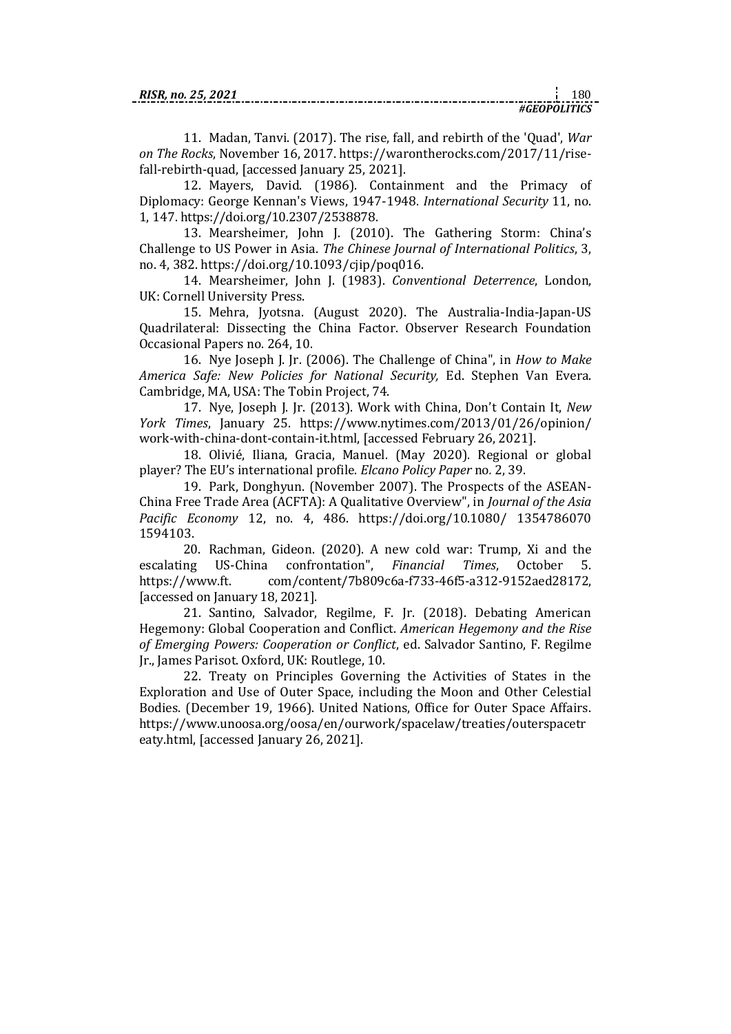11. Madan, Tanvi. (2017). The rise, fall, and rebirth of the 'Quad', *War on The Rocks*, November 16, 2017. https://warontherocks.com/2017/11/rise-fall-rebirth-quad, [accessed January 25, 2021].

12. Mayers, David. (1986). Containment and the Primacy of Diplomacy: George Kennan's Views, 1947-1948. *International Security* 11, no. 1, 147. https://doi.org/10.2307/2538878.

13. Mearsheimer, John J. (2010). The Gathering Storm: China's Challenge to US Power in Asia. *The Chinese Journal of International Politics*, 3, no. 4, 382. https://doi.org/10.1093/cjip/poq016.

14. Mearsheimer, John J. (1983). *Conventional Deterrence*, London, UK: Cornell University Press.

15. Mehra, Jyotsna. (August 2020). The Australia-India-Japan-US Quadrilateral: Dissecting the China Factor. Observer Research Foundation Occasional Papers no. 264, 10.

16. Nye Joseph J. Jr. (2006). The Challenge of China", in *How to Make America Safe: New Policies for National Security,* Ed. Stephen Van Evera. Cambridge, MA, USA: The Tobin Project, 74.

17. Nye, Joseph J. Jr. (2013). Work with China, Don't Contain It, *New York Times*, January 25. https://www.nytimes.com/2013/01/26/opinion/work-with-china-dont-contain-it.html, [accessed February 26, 2021].

18. Olivié, Iliana, Gracia, Manuel. (May 2020). Regional or global player? The EU's international profile. *Elcano Policy Paper* no. 2, 39.

19. Park, Donghyun. (November 2007). The Prospects of the ASEAN-China Free Trade Area (ACFTA): A Qualitative Overview", in *Journal of the Asia Pacific Economy* 12, no. 4, 486. https://doi.org/10.1080/ 1354786070 1594103.

20. Rachman, Gideon. (2020). A new cold war: Trump, Xi and the escalating US-China confrontation", *Financial Times*, October 5. https://www.ft. com/content/7b809c6a-f733-46f5-a312-9152aed28172, [accessed on January 18, 2021].

21. Santino, Salvador, Regilme, F. Jr. (2018). Debating American Hegemony: Global Cooperation and Conflict. *American Hegemony and the Rise of Emerging Powers: Cooperation or Conflict*, ed. Salvador Santino, F. Regilme Jr., James Parisot. Oxford, UK: Routlege, 10.

22. Treaty on Principles Governing the Activities of States in the Exploration and Use of Outer Space, including the Moon and Other Celestial Bodies. (December 19, 1966). United Nations, Office for Outer Space Affairs. https://www.unoosa.org/oosa/en/ourwork/spacelaw/treaties/outerspacetreaty.html, [accessed January 26, 2021].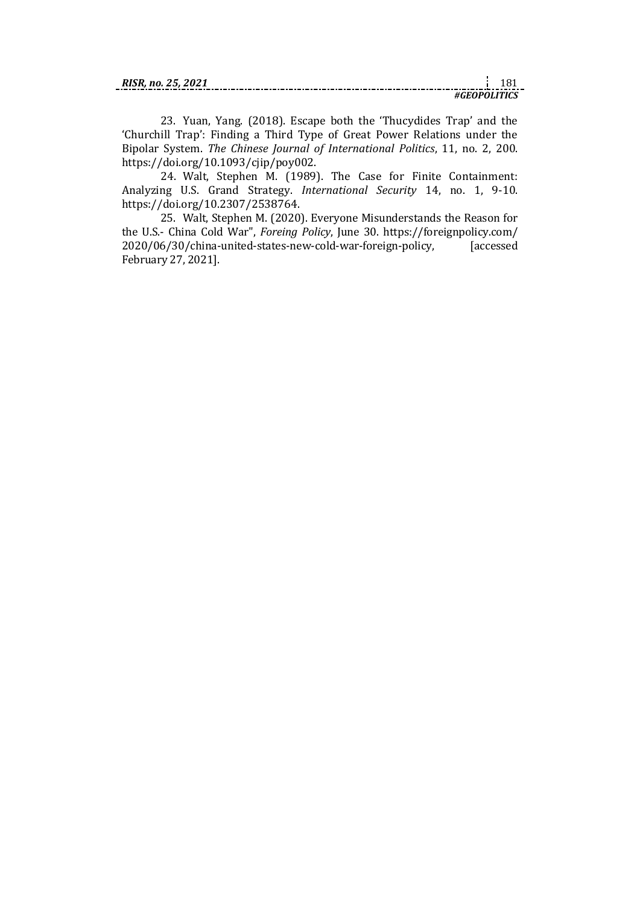23. Yuan, Yang. (2018). Escape both the 'Thucydides Trap' and the 'Churchill Trap': Finding a Third Type of Great Power Relations under the Bipolar System. *The Chinese Journal of International Politics*, 11, no. 2, 200. https://doi.org/10.1093/cjip/poy002.

24. Walt, Stephen M. (1989). The Case for Finite Containment: Analyzing U.S. Grand Strategy. *International Security* 14, no. 1, 9-10. https://doi.org/10.2307/2538764.

25. Walt, Stephen M. (2020). Everyone Misunderstands the Reason for the U.S.- China Cold War", *Foreing Policy*, June 30. https://foreignpolicy.com/2020/06/30/china-united-states-new-cold-war-foreign-policy, [accessed February 27, 2021].